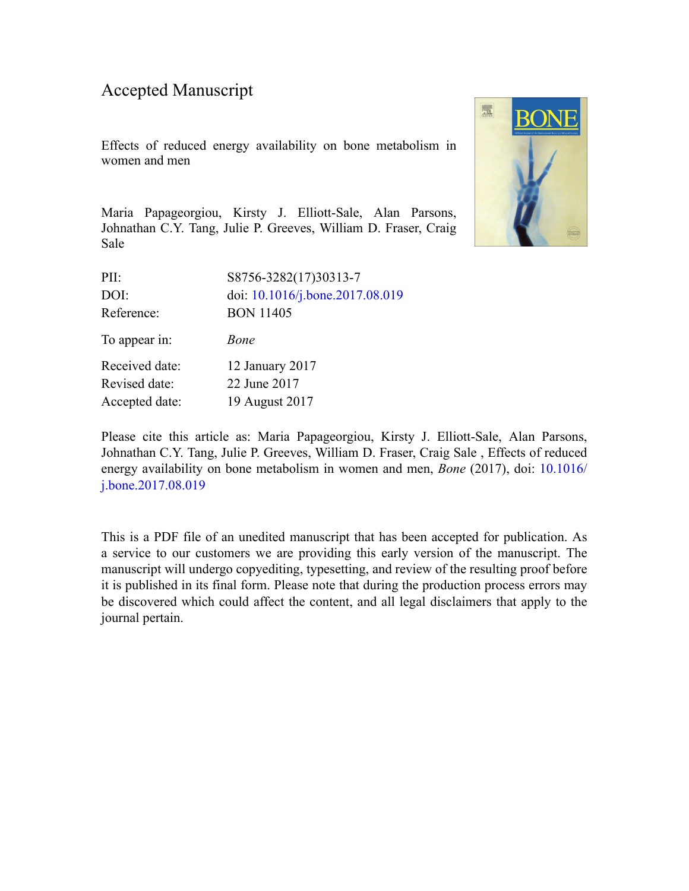Accepted Manuscript

Effects of reduced energy availability on bone metabolism in women and men

Maria Papageorgiou, Kirsty J. Elliott-Sale, Alan Parsons, Johnathan C.Y. Tang, Julie P. Greeves, William D. Fraser, Craig Sale

| | |
|---|---|
| PII: | S8756-3282(17)30313-7 |
| DOI: | doi: 10.1016/j.bone.2017.08.019 |
| Reference: | BON 11405 |
| To appear in: | *Bone* |
| Received date: | 12 January 2017 |
| Revised date: | 22 June 2017 |
| Accepted date: | 19 August 2017 |

Please cite this article as: Maria Papageorgiou, Kirsty J. Elliott-Sale, Alan Parsons, Johnathan C.Y. Tang, Julie P. Greeves, William D. Fraser, Craig Sale , Effects of reduced energy availability on bone metabolism in women and men, *Bone* (2017), doi: 10.1016/j.bone.2017.08.019

This is a PDF file of an unedited manuscript that has been accepted for publication. As a service to our customers we are providing this early version of the manuscript. The manuscript will undergo copyediting, typesetting, and review of the resulting proof before it is published in its final form. Please note that during the production process errors may be discovered which could affect the content, and all legal disclaimers that apply to the journal pertain.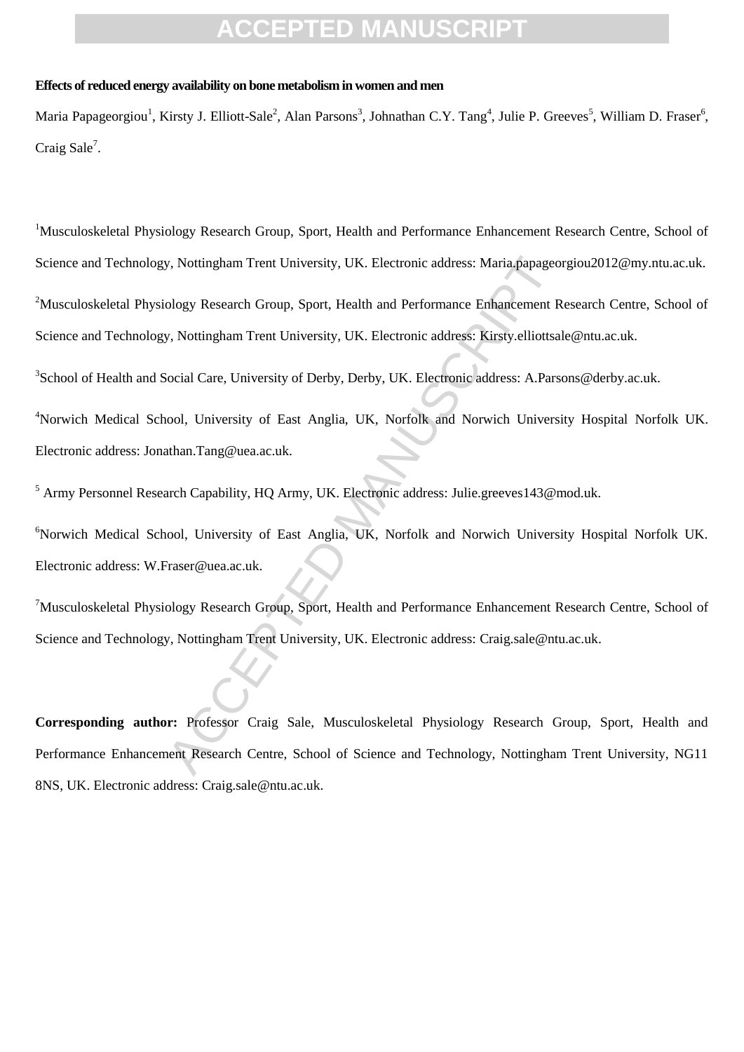**Effects of reduced energy availability on bone metabolism in women and men**

Maria Papageorgiou[1], Kirsty J. Elliott-Sale[2], Alan Parsons[3], Johnathan C.Y. Tang[4], Julie P. Greeves[5], William D. Fraser[6], Craig Sale[7].

[1]Musculoskeletal Physiology Research Group, Sport, Health and Performance Enhancement Research Centre, School of Science and Technology, Nottingham Trent University, UK. Electronic address: Maria.papageorgiou2012@my.ntu.ac.uk.

[2]Musculoskeletal Physiology Research Group, Sport, Health and Performance Enhancement Research Centre, School of Science and Technology, Nottingham Trent University, UK. Electronic address: Kirsty.elliottsale@ntu.ac.uk.

[3]School of Health and Social Care, University of Derby, Derby, UK. Electronic address: A.Parsons@derby.ac.uk.

[4]Norwich Medical School, University of East Anglia, UK, Norfolk and Norwich University Hospital Norfolk UK. Electronic address: Jonathan.Tang@uea.ac.uk.

[5] Army Personnel Research Capability, HQ Army, UK. Electronic address: Julie.greeves143@mod.uk.

[6]Norwich Medical School, University of East Anglia, UK, Norfolk and Norwich University Hospital Norfolk UK. Electronic address: W.Fraser@uea.ac.uk.

[7]Musculoskeletal Physiology Research Group, Sport, Health and Performance Enhancement Research Centre, School of Science and Technology, Nottingham Trent University, UK. Electronic address: Craig.sale@ntu.ac.uk.

**Corresponding author:** Professor Craig Sale, Musculoskeletal Physiology Research Group, Sport, Health and Performance Enhancement Research Centre, School of Science and Technology, Nottingham Trent University, NG11 8NS, UK. Electronic address: Craig.sale@ntu.ac.uk.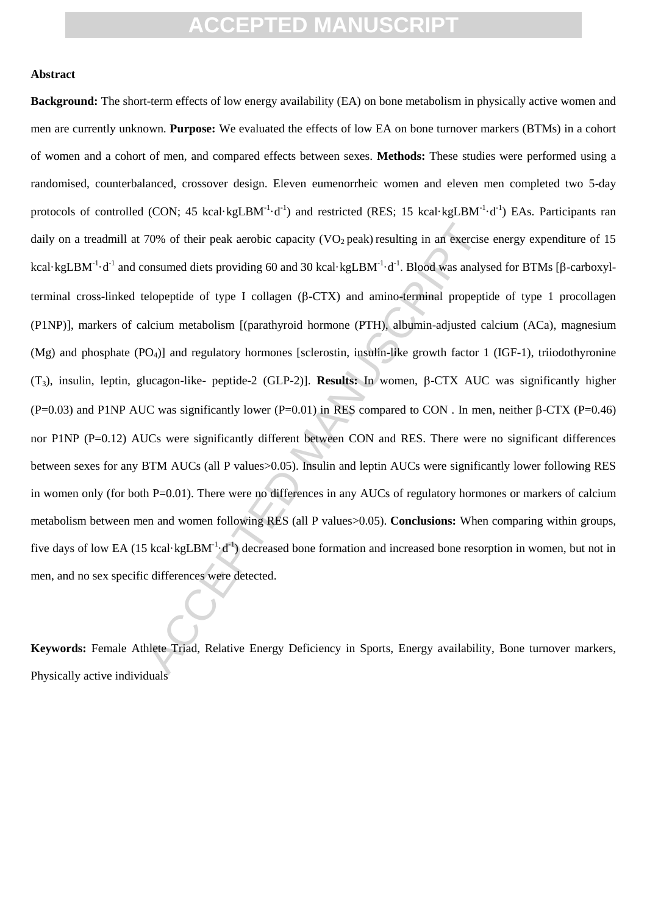**Abstract**

**Background:** The short-term effects of low energy availability (EA) on bone metabolism in physically active women and men are currently unknown. **Purpose:** We evaluated the effects of low EA on bone turnover markers (BTMs) in a cohort of women and a cohort of men, and compared effects between sexes. **Methods:** These studies were performed using a randomised, counterbalanced, crossover design. Eleven eumenorrheic women and eleven men completed two 5-day protocols of controlled (CON; 45 kcal·kgLBM$^{-1}$·d$^{-1}$) and restricted (RES; 15 kcal·kgLBM$^{-1}$·d$^{-1}$) EAs. Participants ran daily on a treadmill at 70% of their peak aerobic capacity ($VO_2$ peak) resulting in an exercise energy expenditure of 15 kcal·kgLBM$^{-1}$·d$^{-1}$ and consumed diets providing 60 and 30 kcal·kgLBM$^{-1}$·d$^{-1}$. Blood was analysed for BTMs [β-carboxyl-terminal cross-linked telopeptide of type I collagen (β-CTX) and amino-terminal propeptide of type 1 procollagen (P1NP)], markers of calcium metabolism [(parathyroid hormone (PTH), albumin-adjusted calcium (ACa), magnesium (Mg) and phosphate ($PO_4$)] and regulatory hormones [sclerostin, insulin-like growth factor 1 (IGF-1), triiodothyronine ($T_3$), insulin, leptin, glucagon-like- peptide-2 (GLP-2)]. **Results:** In women, β-CTX AUC was significantly higher (P=0.03) and P1NP AUC was significantly lower (P=0.01) in RES compared to CON . In men, neither β-CTX (P=0.46) nor P1NP (P=0.12) AUCs were significantly different between CON and RES. There were no significant differences between sexes for any BTM AUCs (all P values>0.05). Insulin and leptin AUCs were significantly lower following RES in women only (for both P=0.01). There were no differences in any AUCs of regulatory hormones or markers of calcium metabolism between men and women following RES (all P values>0.05). **Conclusions:** When comparing within groups, five days of low EA (15 kcal·kgLBM$^{-1}$·d$^{-1}$) decreased bone formation and increased bone resorption in women, but not in men, and no sex specific differences were detected.

**Keywords:** Female Athlete Triad, Relative Energy Deficiency in Sports, Energy availability, Bone turnover markers, Physically active individuals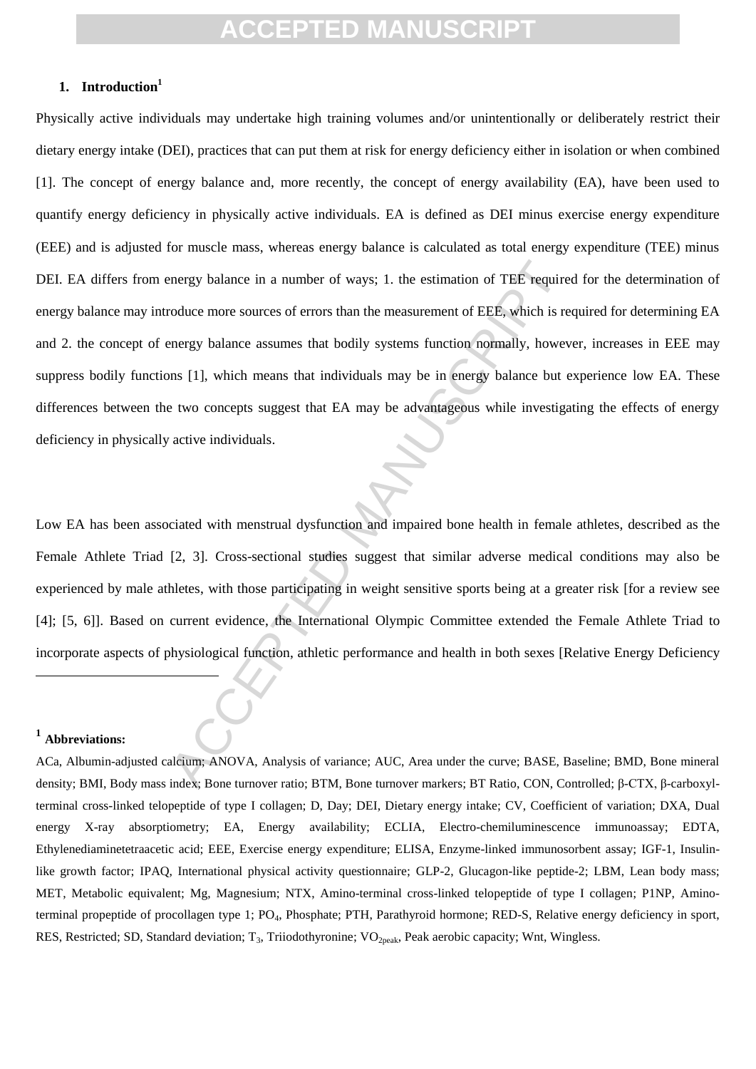## 1. Introduction[1]

Physically active individuals may undertake high training volumes and/or unintentionally or deliberately restrict their dietary energy intake (DEI), practices that can put them at risk for energy deficiency either in isolation or when combined [1]. The concept of energy balance and, more recently, the concept of energy availability (EA), have been used to quantify energy deficiency in physically active individuals. EA is defined as DEI minus exercise energy expenditure (EEE) and is adjusted for muscle mass, whereas energy balance is calculated as total energy expenditure (TEE) minus DEI. EA differs from energy balance in a number of ways; 1. the estimation of TEE required for the determination of energy balance may introduce more sources of errors than the measurement of EEE, which is required for determining EA and 2. the concept of energy balance assumes that bodily systems function normally, however, increases in EEE may suppress bodily functions [1], which means that individuals may be in energy balance but experience low EA. These differences between the two concepts suggest that EA may be advantageous while investigating the effects of energy deficiency in physically active individuals.

Low EA has been associated with menstrual dysfunction and impaired bone health in female athletes, described as the Female Athlete Triad [2, 3]. Cross-sectional studies suggest that similar adverse medical conditions may also be experienced by male athletes, with those participating in weight sensitive sports being at a greater risk [for a review see [4]; [5, 6]]. Based on current evidence, the International Olympic Committee extended the Female Athlete Triad to incorporate aspects of physiological function, athletic performance and health in both sexes [Relative Energy Deficiency

---

[1] **Abbreviations:**

ACa, Albumin-adjusted calcium; ANOVA, Analysis of variance; AUC, Area under the curve; BASE, Baseline; BMD, Bone mineral density; BMI, Body mass index; Bone turnover ratio; BTM, Bone turnover markers; BT Ratio, CON, Controlled; β-CTX, β-carboxyl-terminal cross-linked telopeptide of type I collagen; D, Day; DEI, Dietary energy intake; CV, Coefficient of variation; DXA, Dual energy X-ray absorptiometry; EA, Energy availability; ECLIA, Electro-chemiluminescence immunoassay; EDTA, Ethylenediaminetetraacetic acid; EEE, Exercise energy expenditure; ELISA, Enzyme-linked immunosorbent assay; IGF-1, Insulin-like growth factor; IPAQ, International physical activity questionnaire; GLP-2, Glucagon-like peptide-2; LBM, Lean body mass; MET, Metabolic equivalent; Mg, Magnesium; NTX, Amino-terminal cross-linked telopeptide of type I collagen; P1NP, Amino-terminal propeptide of procollagen type 1; $PO_4$, Phosphate; PTH, Parathyroid hormone; RED-S, Relative energy deficiency in sport, RES, Restricted; SD, Standard deviation; $T_3$, Triiodothyronine; $VO_{2peak}$, Peak aerobic capacity; Wnt, Wingless.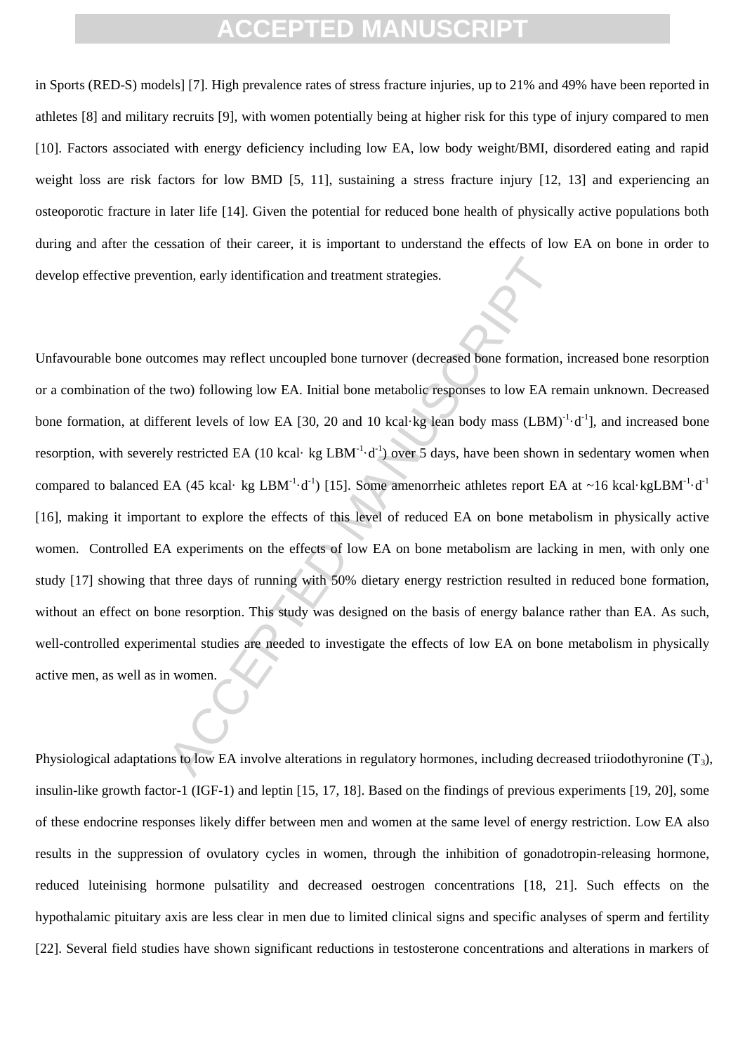in Sports (RED-S) models] [7]. High prevalence rates of stress fracture injuries, up to 21% and 49% have been reported in athletes [8] and military recruits [9], with women potentially being at higher risk for this type of injury compared to men [10]. Factors associated with energy deficiency including low EA, low body weight/BMI, disordered eating and rapid weight loss are risk factors for low BMD [5, 11], sustaining a stress fracture injury [12, 13] and experiencing an osteoporotic fracture in later life [14]. Given the potential for reduced bone health of physically active populations both during and after the cessation of their career, it is important to understand the effects of low EA on bone in order to develop effective prevention, early identification and treatment strategies.

Unfavourable bone outcomes may reflect uncoupled bone turnover (decreased bone formation, increased bone resorption or a combination of the two) following low EA. Initial bone metabolic responses to low EA remain unknown. Decreased bone formation, at different levels of low EA [30, 20 and 10 kcal·kg lean body mass $(LBM)^{-1}\cdot d^{-1}$], and increased bone resorption, with severely restricted EA (10 kcal· kg $LBM^{-1}\cdot d^{-1}$) over 5 days, have been shown in sedentary women when compared to balanced EA (45 kcal· kg $LBM^{-1}\cdot d^{-1}$) [15]. Some amenorrheic athletes report EA at ~16 kcal·kg$LBM^{-1}\cdot d^{-1}$ [16], making it important to explore the effects of this level of reduced EA on bone metabolism in physically active women. Controlled EA experiments on the effects of low EA on bone metabolism are lacking in men, with only one study [17] showing that three days of running with 50% dietary energy restriction resulted in reduced bone formation, without an effect on bone resorption. This study was designed on the basis of energy balance rather than EA. As such, well-controlled experimental studies are needed to investigate the effects of low EA on bone metabolism in physically active men, as well as in women.

Physiological adaptations to low EA involve alterations in regulatory hormones, including decreased triiodothyronine ($T_3$), insulin-like growth factor-1 (IGF-1) and leptin [15, 17, 18]. Based on the findings of previous experiments [19, 20], some of these endocrine responses likely differ between men and women at the same level of energy restriction. Low EA also results in the suppression of ovulatory cycles in women, through the inhibition of gonadotropin-releasing hormone, reduced luteinising hormone pulsatility and decreased oestrogen concentrations [18, 21]. Such effects on the hypothalamic pituitary axis are less clear in men due to limited clinical signs and specific analyses of sperm and fertility [22]. Several field studies have shown significant reductions in testosterone concentrations and alterations in markers of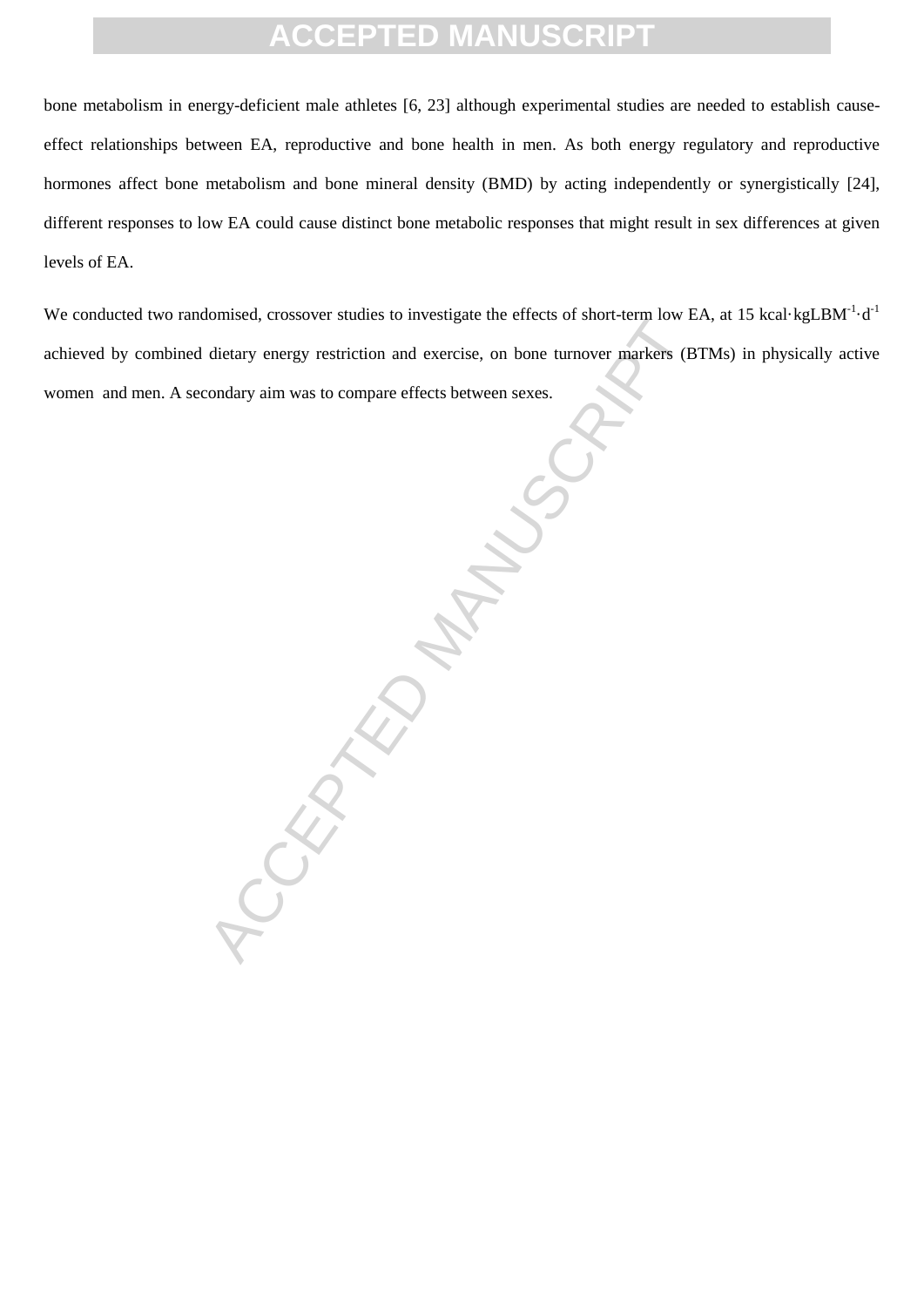bone metabolism in energy-deficient male athletes [6, 23] although experimental studies are needed to establish cause-effect relationships between EA, reproductive and bone health in men. As both energy regulatory and reproductive hormones affect bone metabolism and bone mineral density (BMD) by acting independently or synergistically [24], different responses to low EA could cause distinct bone metabolic responses that might result in sex differences at given levels of EA.

We conducted two randomised, crossover studies to investigate the effects of short-term low EA, at 15 $kcal \cdot kgLBM^{-1} \cdot d^{-1}$ achieved by combined dietary energy restriction and exercise, on bone turnover markers (BTMs) in physically active women and men. A secondary aim was to compare effects between sexes.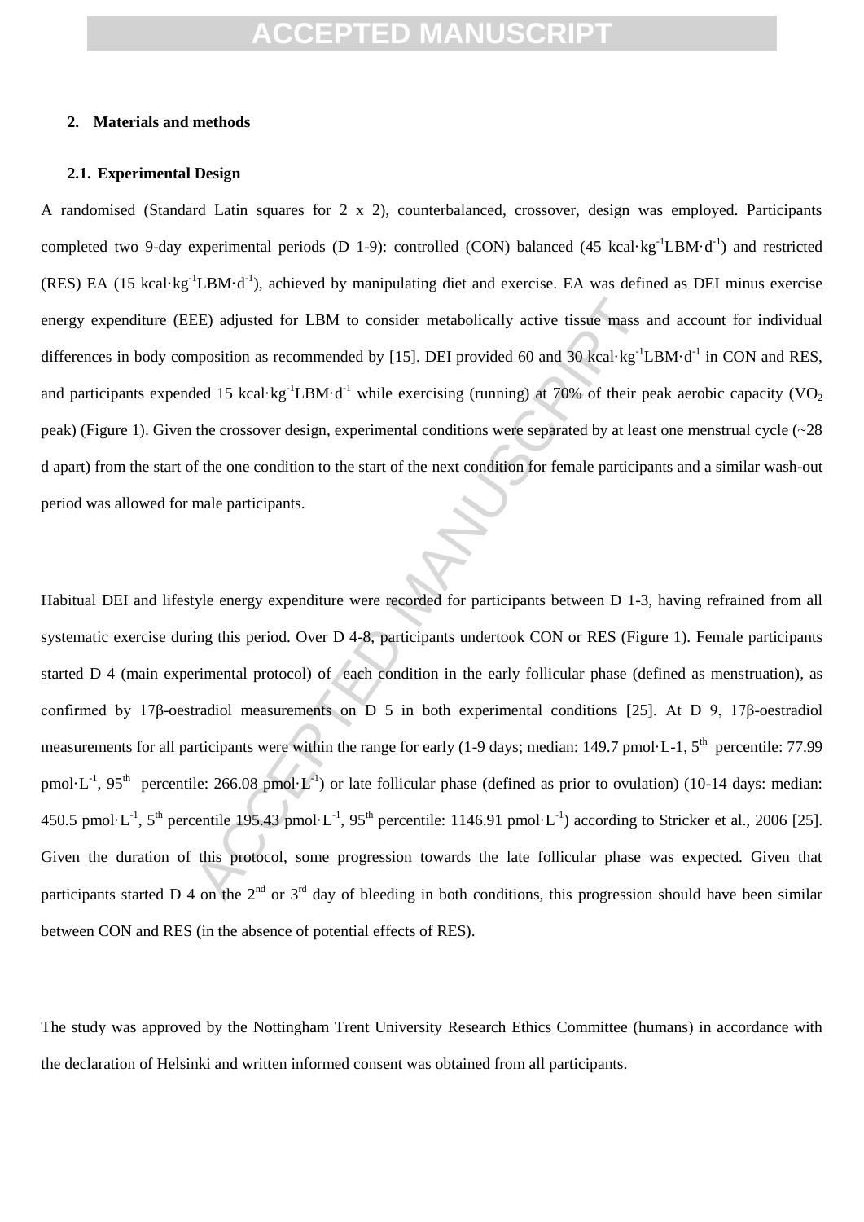## 2. Materials and methods

### 2.1. Experimental Design

A randomised (Standard Latin squares for 2 x 2), counterbalanced, crossover, design was employed. Participants completed two 9-day experimental periods (D 1-9): controlled (CON) balanced (45 $kcal \cdot kg^{-1} LBM \cdot d^{-1}$) and restricted (RES) EA (15 $kcal \cdot kg^{-1} LBM \cdot d^{-1}$), achieved by manipulating diet and exercise. EA was defined as DEI minus exercise energy expenditure (EEE) adjusted for LBM to consider metabolically active tissue mass and account for individual differences in body composition as recommended by [15]. DEI provided 60 and 30 $kcal \cdot kg^{-1} LBM \cdot d^{-1}$ in CON and RES, and participants expended 15 $kcal \cdot kg^{-1} LBM \cdot d^{-1}$ while exercising (running) at 70% of their peak aerobic capacity ($VO_2$ peak) (Figure 1). Given the crossover design, experimental conditions were separated by at least one menstrual cycle (~28 d apart) from the start of the one condition to the start of the next condition for female participants and a similar wash-out period was allowed for male participants.

Habitual DEI and lifestyle energy expenditure were recorded for participants between D 1-3, having refrained from all systematic exercise during this period. Over D 4-8, participants undertook CON or RES (Figure 1). Female participants started D 4 (main experimental protocol) of each condition in the early follicular phase (defined as menstruation), as confirmed by 17β-oestradiol measurements on D 5 in both experimental conditions [25]. At D 9, 17β-oestradiol measurements for all participants were within the range for early (1-9 days; median: 149.7 pmol·L-1, 5th percentile: 77.99 $pmol \cdot L^{-1}$, 95th percentile: 266.08 $pmol \cdot L^{-1}$) or late follicular phase (defined as prior to ovulation) (10-14 days: median: 450.5 $pmol \cdot L^{-1}$, 5th percentile 195.43 $pmol \cdot L^{-1}$, 95th percentile: 1146.91 $pmol \cdot L^{-1}$) according to Stricker et al., 2006 [25]. Given the duration of this protocol, some progression towards the late follicular phase was expected. Given that participants started D 4 on the 2nd or 3rd day of bleeding in both conditions, this progression should have been similar between CON and RES (in the absence of potential effects of RES).

The study was approved by the Nottingham Trent University Research Ethics Committee (humans) in accordance with the declaration of Helsinki and written informed consent was obtained from all participants.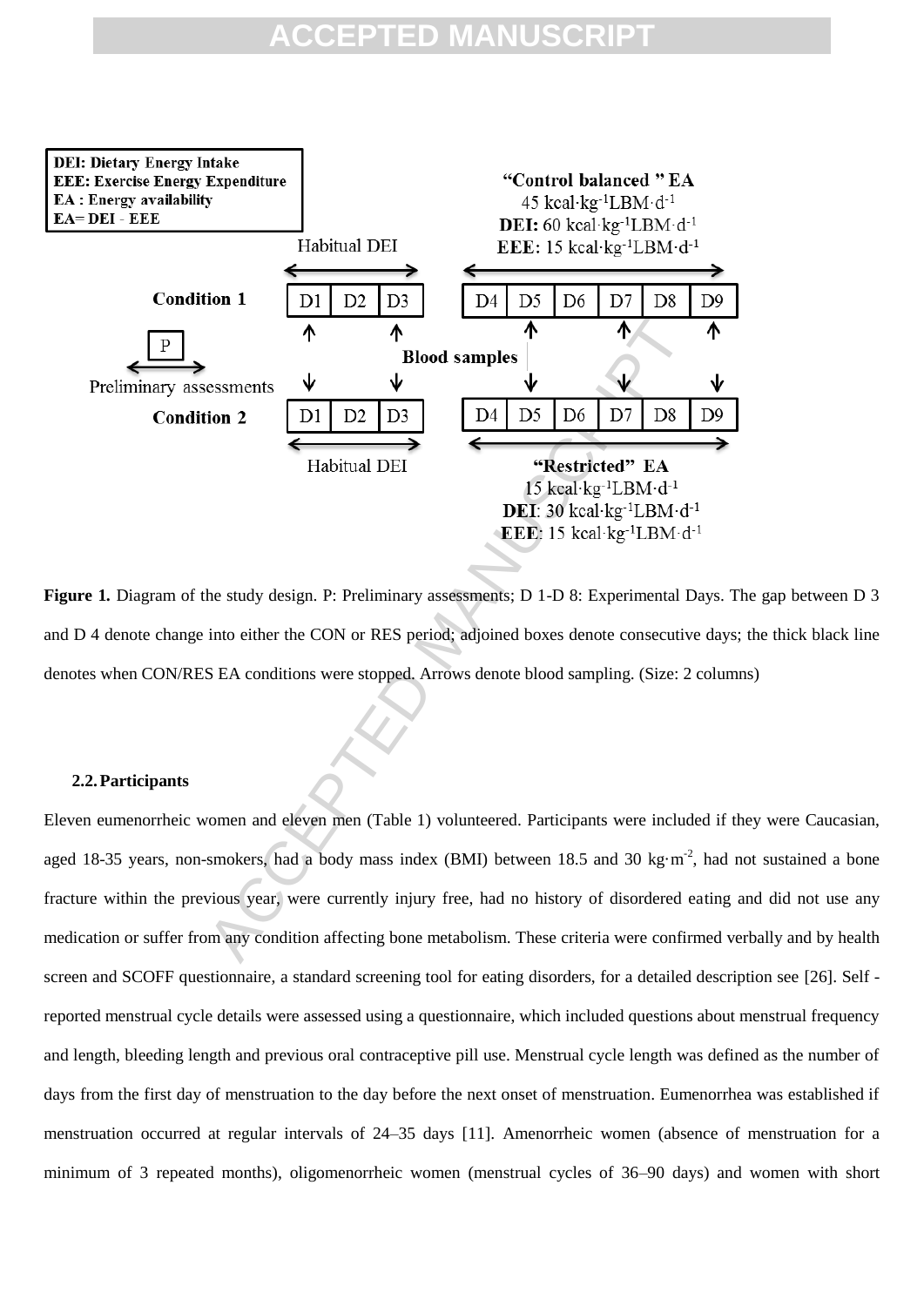Figure 1. Diagram of the study design. P: Preliminary assessments; D 1-D 8: Experimental Days. The gap between D 3 and D 4 denote change into either the CON or RES period; adjoined boxes denote consecutive days; the thick black line denotes when CON/RES EA conditions were stopped. Arrows denote blood sampling. (Size: 2 columns)

### 2.2. Participants

Eleven eumenorrheic women and eleven men (Table 1) volunteered. Participants were included if they were Caucasian, aged 18-35 years, non-smokers, had a body mass index (BMI) between 18.5 and 30 kg·m$^{-2}$, had not sustained a bone fracture within the previous year, were currently injury free, had no history of disordered eating and did not use any medication or suffer from any condition affecting bone metabolism. These criteria were confirmed verbally and by health screen and SCOFF questionnaire, a standard screening tool for eating disorders, for a detailed description see [26]. Self - reported menstrual cycle details were assessed using a questionnaire, which included questions about menstrual frequency and length, bleeding length and previous oral contraceptive pill use. Menstrual cycle length was defined as the number of days from the first day of menstruation to the day before the next onset of menstruation. Eumenorrhea was established if menstruation occurred at regular intervals of 24–35 days [11]. Amenorrheic women (absence of menstruation for a minimum of 3 repeated months), oligomenorrheic women (menstrual cycles of 36–90 days) and women with short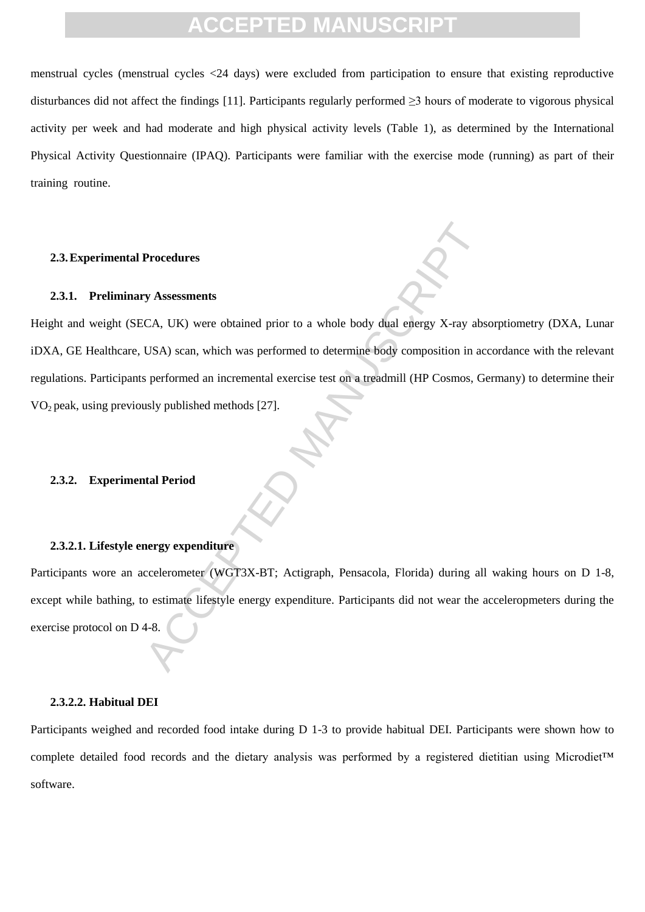menstrual cycles (menstrual cycles <24 days) were excluded from participation to ensure that existing reproductive disturbances did not affect the findings [11]. Participants regularly performed ≥3 hours of moderate to vigorous physical activity per week and had moderate and high physical activity levels (Table 1), as determined by the International Physical Activity Questionnaire (IPAQ). Participants were familiar with the exercise mode (running) as part of their training routine.

## 2.3. Experimental Procedures

### 2.3.1. Preliminary Assessments

Height and weight (SECA, UK) were obtained prior to a whole body dual energy X-ray absorptiometry (DXA, Lunar iDXA, GE Healthcare, USA) scan, which was performed to determine body composition in accordance with the relevant regulations. Participants performed an incremental exercise test on a treadmill (HP Cosmos, Germany) to determine their $VO_2$ peak, using previously published methods [27].

### 2.3.2. Experimental Period

#### 2.3.2.1. Lifestyle energy expenditure

Participants wore an accelerometer (WGT3X-BT; Actigraph, Pensacola, Florida) during all waking hours on D 1-8, except while bathing, to estimate lifestyle energy expenditure. Participants did not wear the acceleropmeters during the exercise protocol on D 4-8.

#### 2.3.2.2. Habitual DEI

Participants weighed and recorded food intake during D 1-3 to provide habitual DEI. Participants were shown how to complete detailed food records and the dietary analysis was performed by a registered dietitian using Microdiet™ software.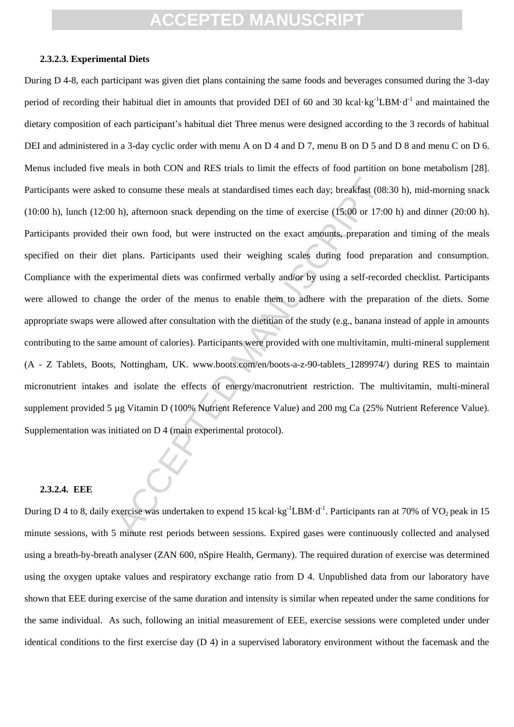#### 2.3.2.3. Experimental Diets

During D 4-8, each participant was given diet plans containing the same foods and beverages consumed during the 3-day period of recording their habitual diet in amounts that provided DEI of 60 and 30 kcal·kg$^{-1}$LBM·d$^{-1}$ and maintained the dietary composition of each participant's habitual diet Three menus were designed according to the 3 records of habitual DEI and administered in a 3-day cyclic order with menu A on D 4 and D 7, menu B on D 5 and D 8 and menu C on D 6. Menus included five meals in both CON and RES trials to limit the effects of food partition on bone metabolism [28]. Participants were asked to consume these meals at standardised times each day; breakfast (08:30 h), mid-morning snack (10:00 h), lunch (12:00 h), afternoon snack depending on the time of exercise (15:00 or 17:00 h) and dinner (20:00 h). Participants provided their own food, but were instructed on the exact amounts, preparation and timing of the meals specified on their diet plans. Participants used their weighing scales during food preparation and consumption. Compliance with the experimental diets was confirmed verbally and/or by using a self-recorded checklist. Participants were allowed to change the order of the menus to enable them to adhere with the preparation of the diets. Some appropriate swaps were allowed after consultation with the dietitian of the study (e.g., banana instead of apple in amounts contributing to the same amount of calories). Participants were provided with one multivitamin, multi-mineral supplement (A - Z Tablets, Boots, Nottingham, UK. www.boots.com/en/boots-a-z-90-tablets_1289974/) during RES to maintain micronutrient intakes and isolate the effects of energy/macronutrient restriction. The multivitamin, multi-mineral supplement provided 5 µg Vitamin D (100% Nutrient Reference Value) and 200 mg Ca (25% Nutrient Reference Value). Supplementation was initiated on D 4 (main experimental protocol).

#### 2.3.2.4. EEE

During D 4 to 8, daily exercise was undertaken to expend 15 kcal·kg$^{-1}$LBM·d$^{-1}$. Participants ran at 70% of $VO_2$ peak in 15 minute sessions, with 5 minute rest periods between sessions. Expired gases were continuously collected and analysed using a breath-by-breath analyser (ZAN 600, nSpire Health, Germany). The required duration of exercise was determined using the oxygen uptake values and respiratory exchange ratio from D 4. Unpublished data from our laboratory have shown that EEE during exercise of the same duration and intensity is similar when repeated under the same conditions for the same individual. As such, following an initial measurement of EEE, exercise sessions were completed under under identical conditions to the first exercise day (D 4) in a supervised laboratory environment without the facemask and the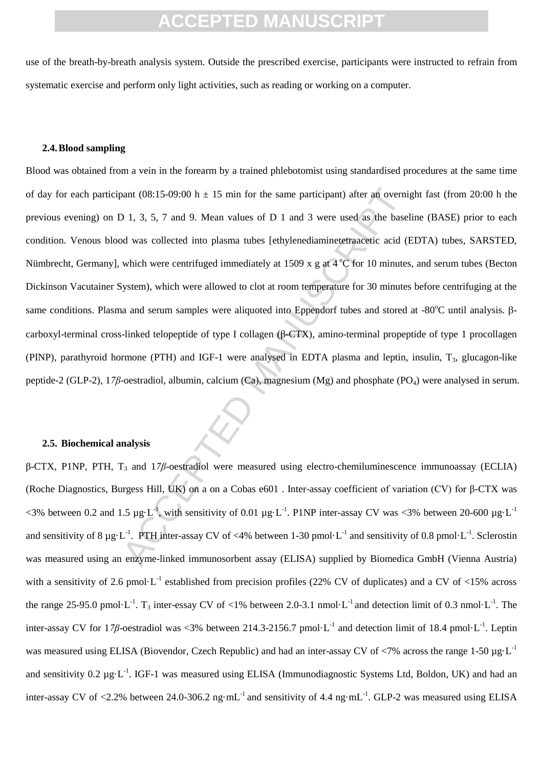use of the breath-by-breath analysis system. Outside the prescribed exercise, participants were instructed to refrain from systematic exercise and perform only light activities, such as reading or working on a computer.

### 2.4. Blood sampling

Blood was obtained from a vein in the forearm by a trained phlebotomist using standardised procedures at the same time of day for each participant (08:15-09:00 h ± 15 min for the same participant) after an overnight fast (from 20:00 h the previous evening) on D 1, 3, 5, 7 and 9. Mean values of D 1 and 3 were used as the baseline (BASE) prior to each condition. Venous blood was collected into plasma tubes [ethylenediaminetetraacetic acid (EDTA) tubes, SARSTED, Nümbrecht, Germany], which were centrifuged immediately at 1509 x g at 4 °C for 10 minutes, and serum tubes (Becton Dickinson Vacutainer System), which were allowed to clot at room temperature for 30 minutes before centrifuging at the same conditions. Plasma and serum samples were aliquoted into Eppendorf tubes and stored at -80°C until analysis. β-carboxyl-terminal cross-linked telopeptide of type I collagen (β-CTX), amino-terminal propeptide of type 1 procollagen (PINP), parathyroid hormone (PTH) and IGF-1 were analysed in EDTA plasma and leptin, insulin, $T_3$, glucagon-like peptide-2 (GLP-2), 1*7β*-oestradiol, albumin, calcium (Ca), magnesium (Mg) and phosphate ($PO_4$) were analysed in serum.

### 2.5. Biochemical analysis

β-CTX, P1NP, PTH, $T_3$ and 1*7β*-oestradiol were measured using electro-chemiluminescence immunoassay (ECLIA) (Roche Diagnostics, Burgess Hill, UK) on a on a Cobas e601 . Inter-assay coefficient of variation (CV) for β-CTX was <3% between 0.2 and 1.5 μg·L$^{-1}$, with sensitivity of 0.01 μg·L$^{-1}$. P1NP inter-assay CV was <3% between 20-600 μg·L$^{-1}$ and sensitivity of 8 μg·L$^{-1}$. PTH inter-assay CV of <4% between 1-30 pmol·L$^{-1}$ and sensitivity of 0.8 pmol·L$^{-1}$. Sclerostin was measured using an enzyme-linked immunosorbent assay (ELISA) supplied by Biomedica GmbH (Vienna Austria) with a sensitivity of 2.6 pmol·L$^{-1}$ established from precision profiles (22% CV of duplicates) and a CV of <15% across the range 25-95.0 pmol·L$^{-1}$. $T_3$ inter-essay CV of <1% between 2.0-3.1 nmol·L$^{-1}$ and detection limit of 0.3 nmol·L$^{-1}$. The inter-assay CV for 1*7β*-oestradiol was <3% between 214.3-2156.7 pmol·L$^{-1}$ and detection limit of 18.4 pmol·L$^{-1}$. Leptin was measured using ELISA (Biovendor, Czech Republic) and had an inter-assay CV of <7% across the range 1-50 μg·L$^{-1}$ and sensitivity 0.2 μg·L$^{-1}$. IGF-1 was measured using ELISA (Immunodiagnostic Systems Ltd, Boldon, UK) and had an inter-assay CV of <2.2% between 24.0-306.2 ng·mL$^{-1}$ and sensitivity of 4.4 ng·mL$^{-1}$. GLP-2 was measured using ELISA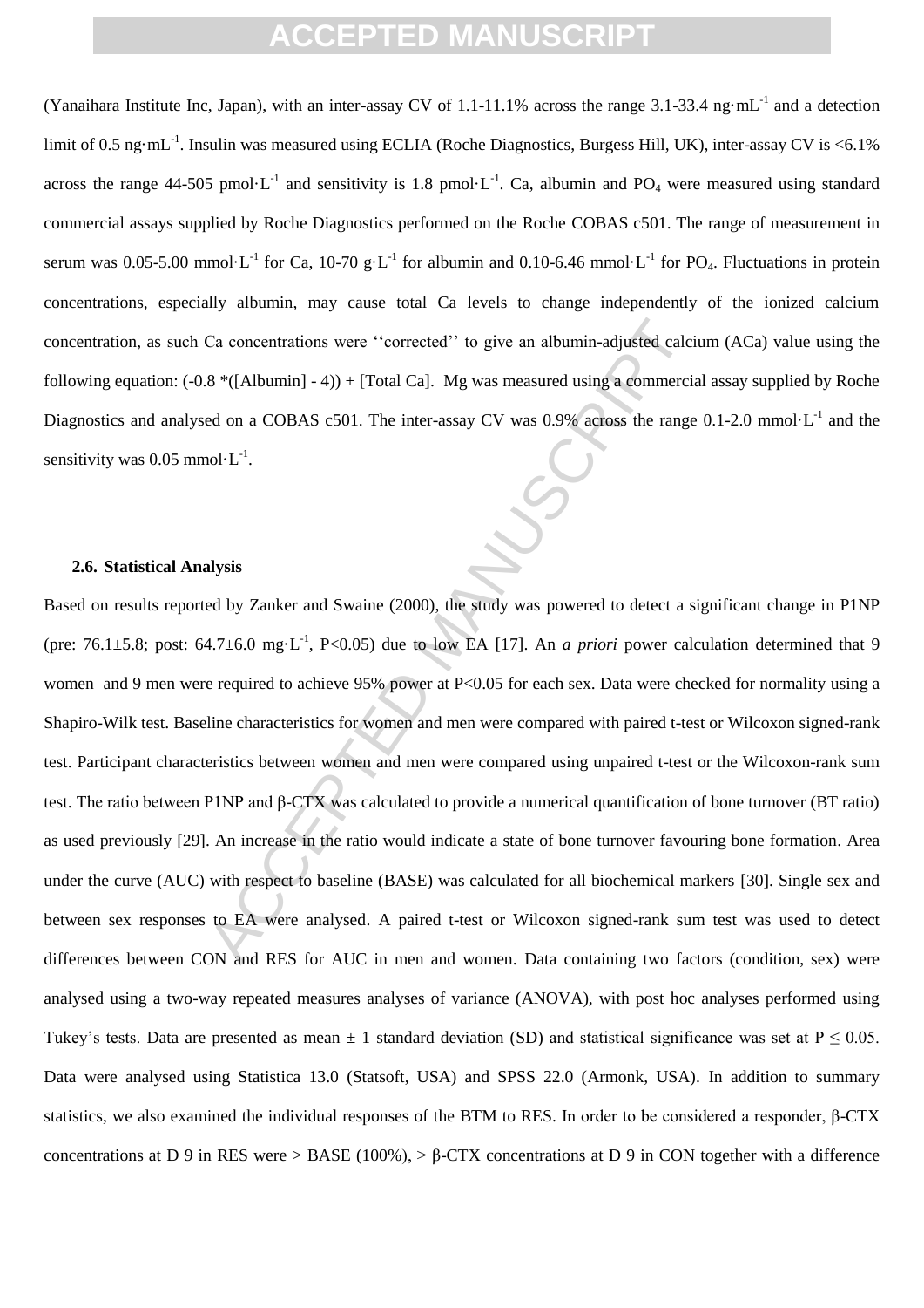(Yanaihara Institute Inc, Japan), with an inter-assay CV of 1.1-11.1% across the range 3.1-33.4 ng·mL$^{-1}$ and a detection limit of 0.5 ng·mL$^{-1}$. Insulin was measured using ECLIA (Roche Diagnostics, Burgess Hill, UK), inter-assay CV is <6.1% across the range 44-505 pmol·L$^{-1}$ and sensitivity is 1.8 pmol·L$^{-1}$. Ca, albumin and $PO_4$ were measured using standard commercial assays supplied by Roche Diagnostics performed on the Roche COBAS c501. The range of measurement in serum was 0.05-5.00 mmol·L$^{-1}$ for Ca, 10-70 g·L$^{-1}$ for albumin and 0.10-6.46 mmol·L$^{-1}$ for $PO_4$. Fluctuations in protein concentrations, especially albumin, may cause total Ca levels to change independently of the ionized calcium concentration, as such Ca concentrations were ''corrected'' to give an albumin-adjusted calcium (ACa) value using the following equation: (-0.8 *([Albumin] - 4)) + [Total Ca]. Mg was measured using a commercial assay supplied by Roche Diagnostics and analysed on a COBAS c501. The inter-assay CV was 0.9% across the range 0.1-2.0 mmol·L$^{-1}$ and the sensitivity was 0.05 mmol·L$^{-1}$.

### 2.6. Statistical Analysis

Based on results reported by Zanker and Swaine (2000), the study was powered to detect a significant change in P1NP (pre: 76.1±5.8; post: 64.7±6.0 mg·L$^{-1}$, $P<0.05$) due to low EA [17]. An *a priori* power calculation determined that 9 women and 9 men were required to achieve 95% power at $P<0.05$ for each sex. Data were checked for normality using a Shapiro-Wilk test. Baseline characteristics for women and men were compared with paired t-test or Wilcoxon signed-rank test. Participant characteristics between women and men were compared using unpaired t-test or the Wilcoxon-rank sum test. The ratio between P1NP and β-CTX was calculated to provide a numerical quantification of bone turnover (BT ratio) as used previously [29]. An increase in the ratio would indicate a state of bone turnover favouring bone formation. Area under the curve (AUC) with respect to baseline (BASE) was calculated for all biochemical markers [30]. Single sex and between sex responses to EA were analysed. A paired t-test or Wilcoxon signed-rank sum test was used to detect differences between CON and RES for AUC in men and women. Data containing two factors (condition, sex) were analysed using a two-way repeated measures analyses of variance (ANOVA), with post hoc analyses performed using Tukey's tests. Data are presented as mean ± 1 standard deviation (SD) and statistical significance was set at $P \leq 0.05$. Data were analysed using Statistica 13.0 (Statsoft, USA) and SPSS 22.0 (Armonk, USA). In addition to summary statistics, we also examined the individual responses of the BTM to RES. In order to be considered a responder, β-CTX concentrations at D 9 in RES were > BASE (100%), > β-CTX concentrations at D 9 in CON together with a difference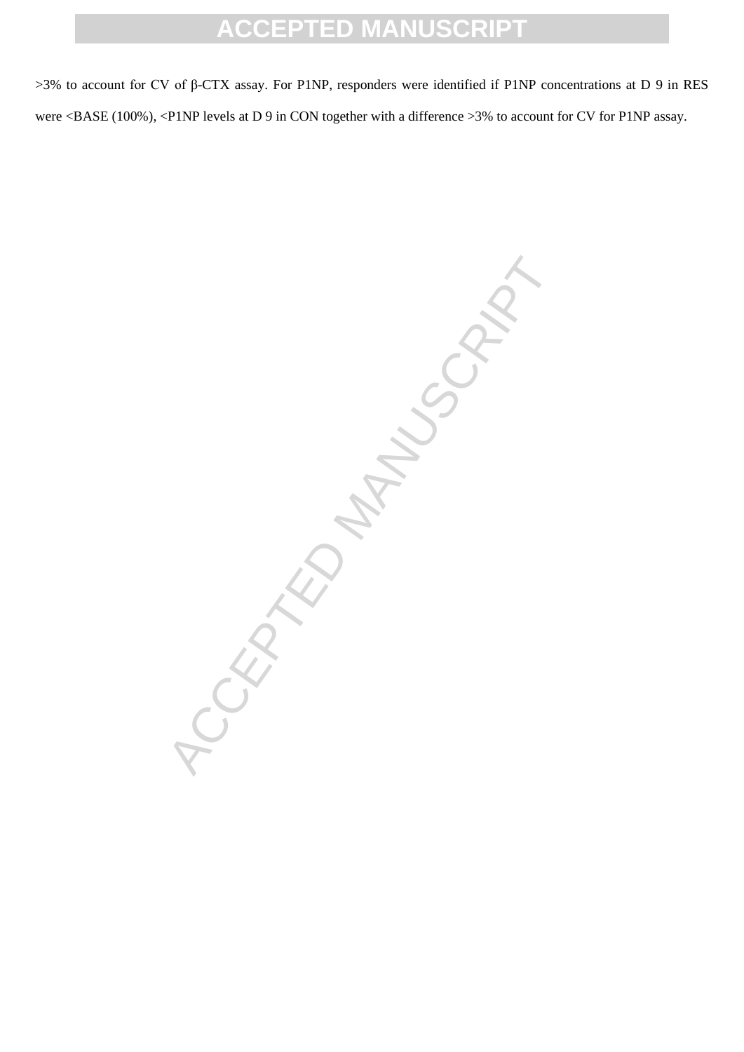>3% to account for CV of β-CTX assay. For P1NP, responders were identified if P1NP concentrations at D 9 in RES were <BASE (100%), <P1NP levels at D 9 in CON together with a difference >3% to account for CV for P1NP assay.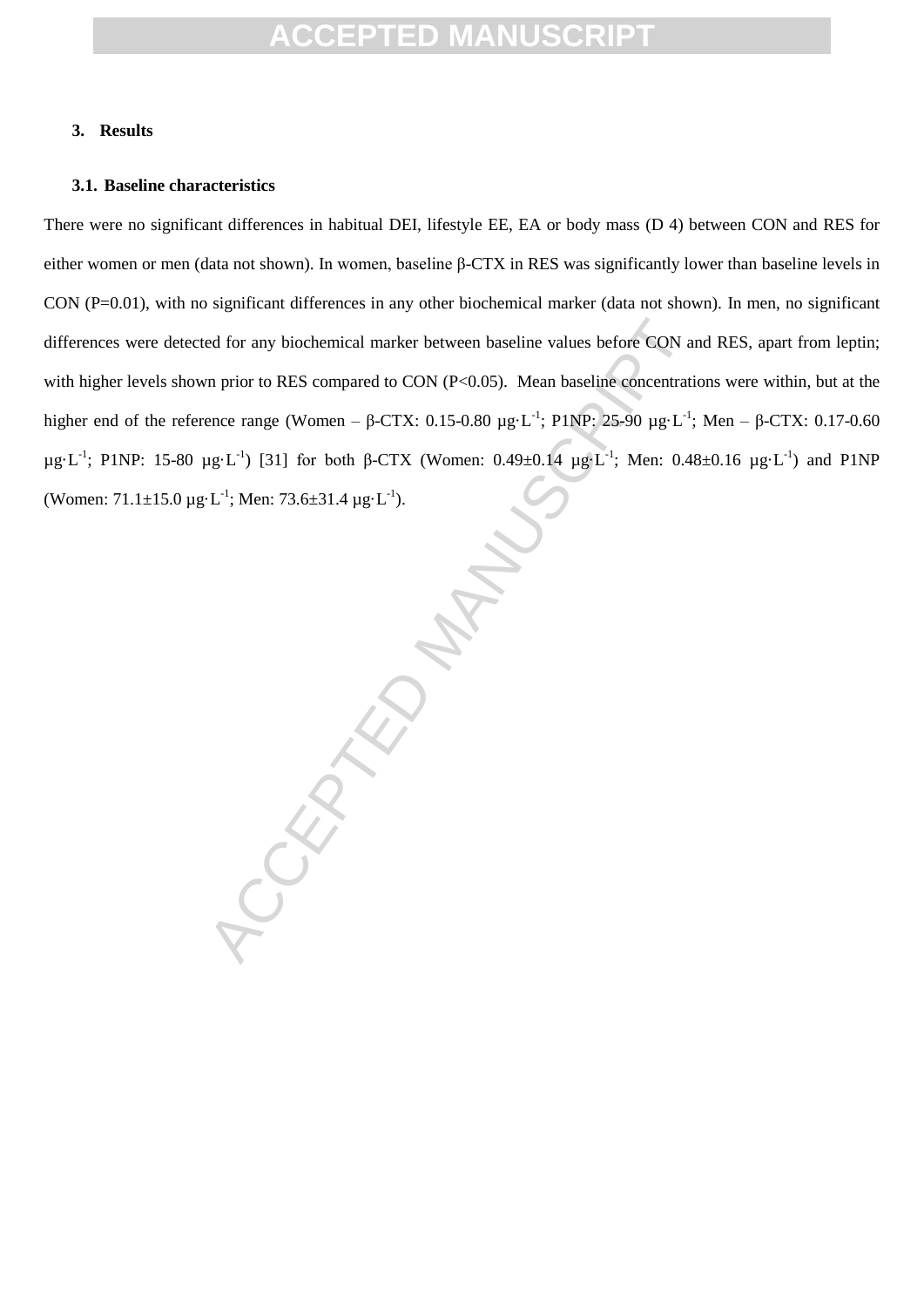## 3. Results

### 3.1. Baseline characteristics

There were no significant differences in habitual DEI, lifestyle EE, EA or body mass (D 4) between CON and RES for either women or men (data not shown). In women, baseline β-CTX in RES was significantly lower than baseline levels in CON ($P=0.01$), with no significant differences in any other biochemical marker (data not shown). In men, no significant differences were detected for any biochemical marker between baseline values before CON and RES, apart from leptin; with higher levels shown prior to RES compared to CON ($P<0.05$). Mean baseline concentrations were within, but at the higher end of the reference range (Women – β-CTX: 0.15-0.80 $\mu g \cdot L^{-1}$; P1NP: 25-90 $\mu g \cdot L^{-1}$; Men – β-CTX: 0.17-0.60 $\mu g \cdot L^{-1}$; P1NP: 15-80 $\mu g \cdot L^{-1}$) [31] for both β-CTX (Women: 0.49±0.14 $\mu g \cdot L^{-1}$; Men: 0.48±0.16 $\mu g \cdot L^{-1}$) and P1NP (Women: 71.1±15.0 $\mu g \cdot L^{-1}$; Men: 73.6±31.4 $\mu g \cdot L^{-1}$).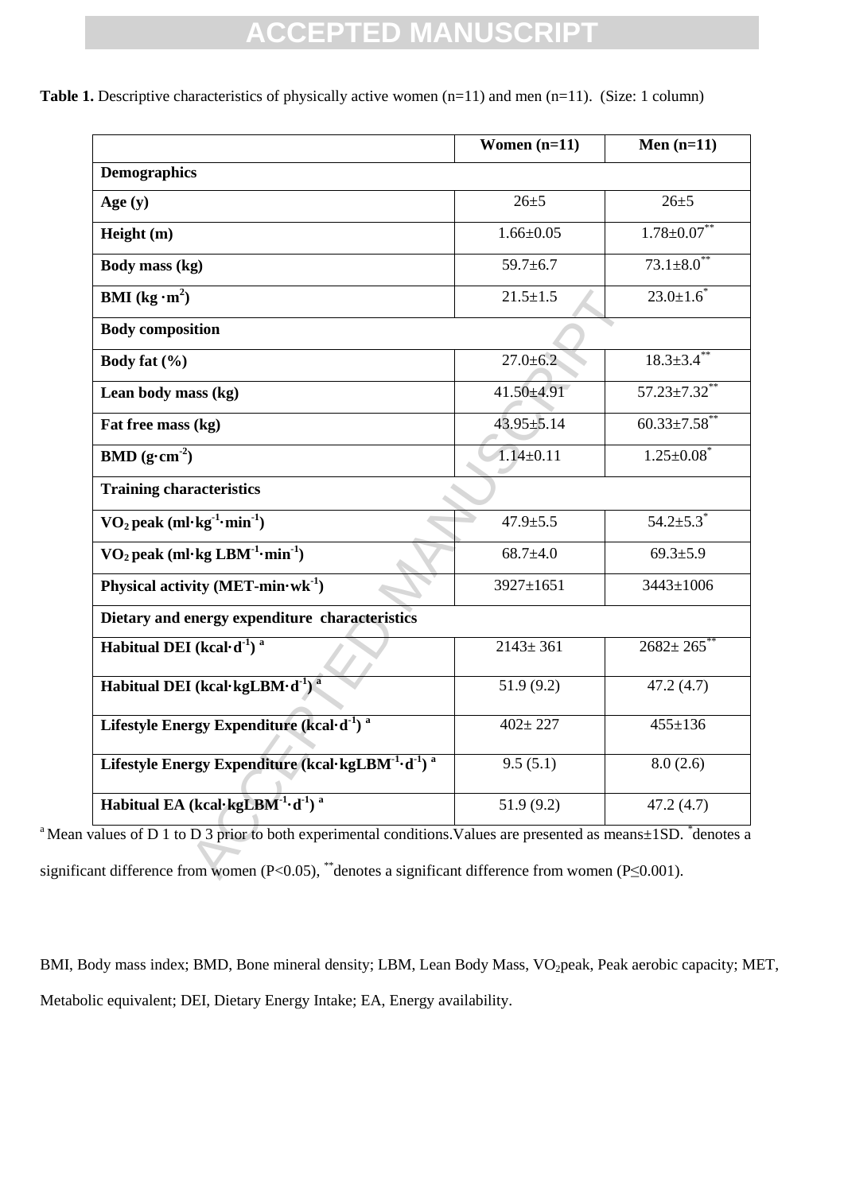**Table 1.** Descriptive characteristics of physically active women (n=11) and men (n=11). (Size: 1 column)

| | Women (n=11) | Men (n=11) |
|---|---|---|
| **Demographics** | | |
| **Age (y)** | 26±5 | 26±5 |
| **Height (m)** | 1.66±0.05 | 1.78±0.07** |
| **Body mass (kg)** | 59.7±6.7 | 73.1±8.0** |
| **BMI ($kg \cdot m^2$)** | 21.5±1.5 | 23.0±1.6* |
| **Body composition** | | |
| **Body fat (%)** | 27.0±6.2 | 18.3±3.4** |
| **Lean body mass (kg)** | 41.50±4.91 | 57.23±7.32** |
| **Fat free mass (kg)** | 43.95±5.14 | 60.33±7.58** |
| **BMD ($g \cdot cm^{-2}$)** | 1.14±0.11 | 1.25±0.08* |
| **Training characteristics** | | |
| **$VO_2$ peak ($ml \cdot kg^{-1} \cdot min^{-1}$)** | 47.9±5.5 | 54.2±5.3* |
| **$VO_2$ peak ($ml \cdot kg\ LBM^{-1} \cdot min^{-1}$)** | 68.7±4.0 | 69.3±5.9 |
| **Physical activity ($MET\text{-}min \cdot wk^{-1}$)** | 3927±1651 | 3443±1006 |
| **Dietary and energy expenditure characteristics** | | |
| **Habitual DEI ($kcal \cdot d^{-1}$) [a]** | 2143± 361 | 2682± 265** |
| **Habitual DEI ($kcal \cdot kgLBM \cdot d^{-1}$) [a]** | 51.9 (9.2) | 47.2 (4.7) |
| **Lifestyle Energy Expenditure ($kcal \cdot d^{-1}$) [a]** | 402± 227 | 455±136 |
| **Lifestyle Energy Expenditure ($kcal \cdot kgLBM^{-1} \cdot d^{-1}$) [a]** | 9.5 (5.1) | 8.0 (2.6) |
| **Habitual EA ($kcal \cdot kgLBM^{-1} \cdot d^{-1}$) [a]** | 51.9 (9.2) | 47.2 (4.7) |

[a] Mean values of D 1 to D 3 prior to both experimental conditions. Values are presented as means±1SD. *denotes a significant difference from women ($P<0.05$), **denotes a significant difference from women ($P\leq0.001$).

BMI, Body mass index; BMD, Bone mineral density; LBM, Lean Body Mass, $VO_2$peak, Peak aerobic capacity; MET, Metabolic equivalent; DEI, Dietary Energy Intake; EA, Energy availability.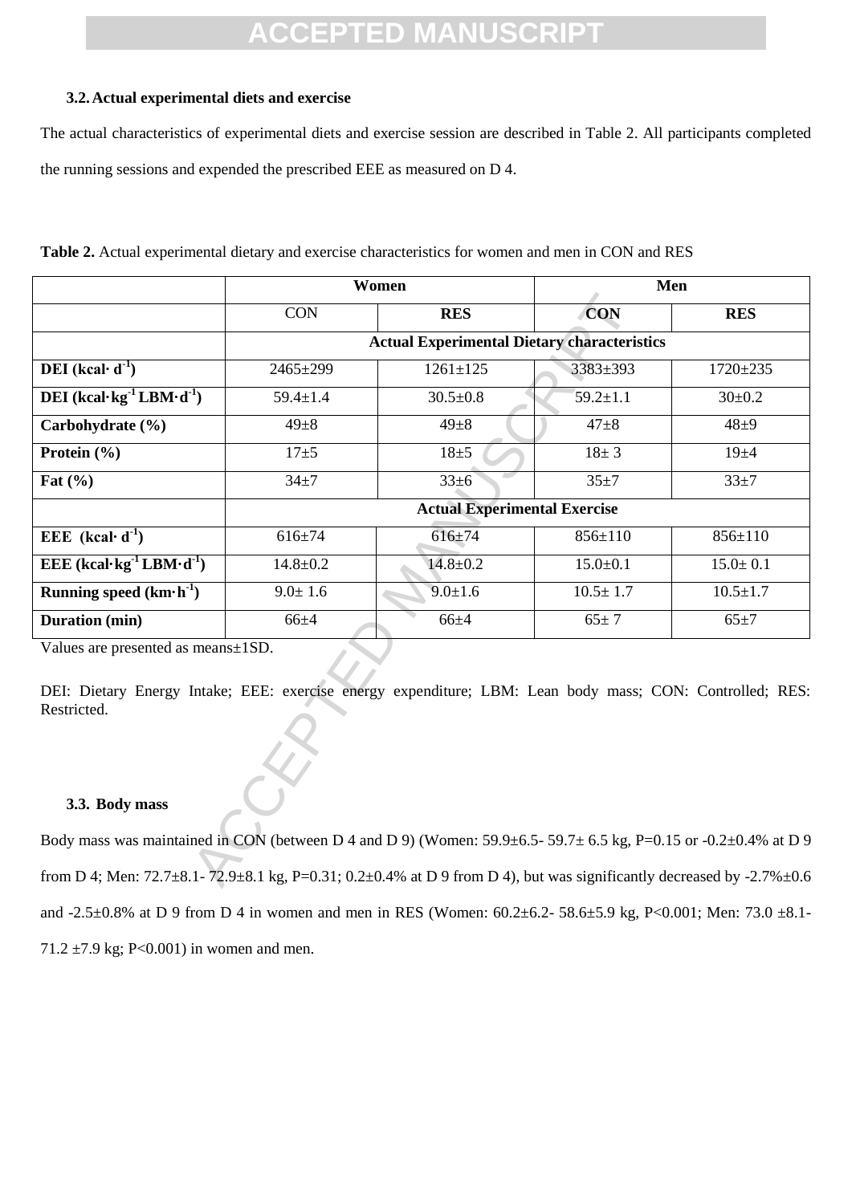### 3.2. Actual experimental diets and exercise

The actual characteristics of experimental diets and exercise session are described in Table 2. All participants completed the running sessions and expended the prescribed EEE as measured on D 4.

**Table 2.** Actual experimental dietary and exercise characteristics for women and men in CON and RES

| | Women | | Men | |
|---|---|---|---|---|
| | CON | **RES** | **CON** | **RES** |
| | **Actual Experimental Dietary characteristics** | | | |
| **DEI (kcal· $d^{-1}$)** | 2465±299 | 1261±125 | 3383±393 | 1720±235 |
| **DEI (kcal·$kg^{-1}$ LBM·$d^{-1}$)** | 59.4±1.4 | 30.5±0.8 | 59.2±1.1 | 30±0.2 |
| **Carbohydrate (%)** | 49±8 | 49±8 | 47±8 | 48±9 |
| **Protein (%)** | 17±5 | 18±5 | 18± 3 | 19±4 |
| **Fat (%)** | 34±7 | 33±6 | 35±7 | 33±7 |
| | **Actual Experimental Exercise** | | | |
| **EEE (kcal· $d^{-1}$)** | 616±74 | 616±74 | 856±110 | 856±110 |
| **EEE (kcal·$kg^{-1}$ LBM·$d^{-1}$)** | 14.8±0.2 | 14.8±0.2 | 15.0±0.1 | 15.0± 0.1 |
| **Running speed (km·$h^{-1}$)** | 9.0± 1.6 | 9.0±1.6 | 10.5± 1.7 | 10.5±1.7 |
| **Duration (min)** | 66±4 | 66±4 | 65± 7 | 65±7 |

Values are presented as means±1SD.

DEI: Dietary Energy Intake; EEE: exercise energy expenditure; LBM: Lean body mass; CON: Controlled; RES: Restricted.

### 3.3. Body mass

Body mass was maintained in CON (between D 4 and D 9) (Women: 59.9±6.5- 59.7± 6.5 kg, P=0.15 or -0.2±0.4% at D 9 from D 4; Men: 72.7±8.1- 72.9±8.1 kg, P=0.31; 0.2±0.4% at D 9 from D 4), but was significantly decreased by -2.7%±0.6 and -2.5±0.8% at D 9 from D 4 in women and men in RES (Women: 60.2±6.2- 58.6±5.9 kg, P<0.001; Men: 73.0 ±8.1- 71.2 ±7.9 kg; P<0.001) in women and men.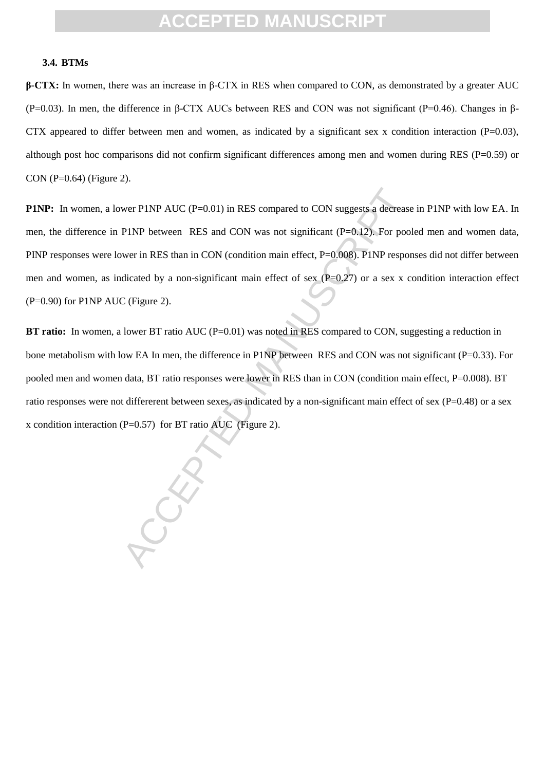### 3.4. BTMs

**β-CTX:** In women, there was an increase in β-CTX in RES when compared to CON, as demonstrated by a greater AUC (P=0.03). In men, the difference in β-CTX AUCs between RES and CON was not significant (P=0.46). Changes in β-CTX appeared to differ between men and women, as indicated by a significant sex x condition interaction (P=0.03), although post hoc comparisons did not confirm significant differences among men and women during RES (P=0.59) or CON (P=0.64) (Figure 2).

**P1NP:** In women, a lower P1NP AUC (P=0.01) in RES compared to CON suggests a decrease in P1NP with low EA. In men, the difference in P1NP between RES and CON was not significant (P=0.12). For pooled men and women data, PINP responses were lower in RES than in CON (condition main effect, P=0.008). P1NP responses did not differ between men and women, as indicated by a non-significant main effect of sex (P=0.27) or a sex x condition interaction effect (P=0.90) for P1NP AUC (Figure 2).

**BT ratio:** In women, a lower BT ratio AUC (P=0.01) was noted in RES compared to CON, suggesting a reduction in bone metabolism with low EA In men, the difference in P1NP between RES and CON was not significant (P=0.33). For pooled men and women data, BT ratio responses were lower in RES than in CON (condition main effect, P=0.008). BT ratio responses were not differerent between sexes, as indicated by a non-significant main effect of sex (P=0.48) or a sex x condition interaction (P=0.57) for BT ratio AUC (Figure 2).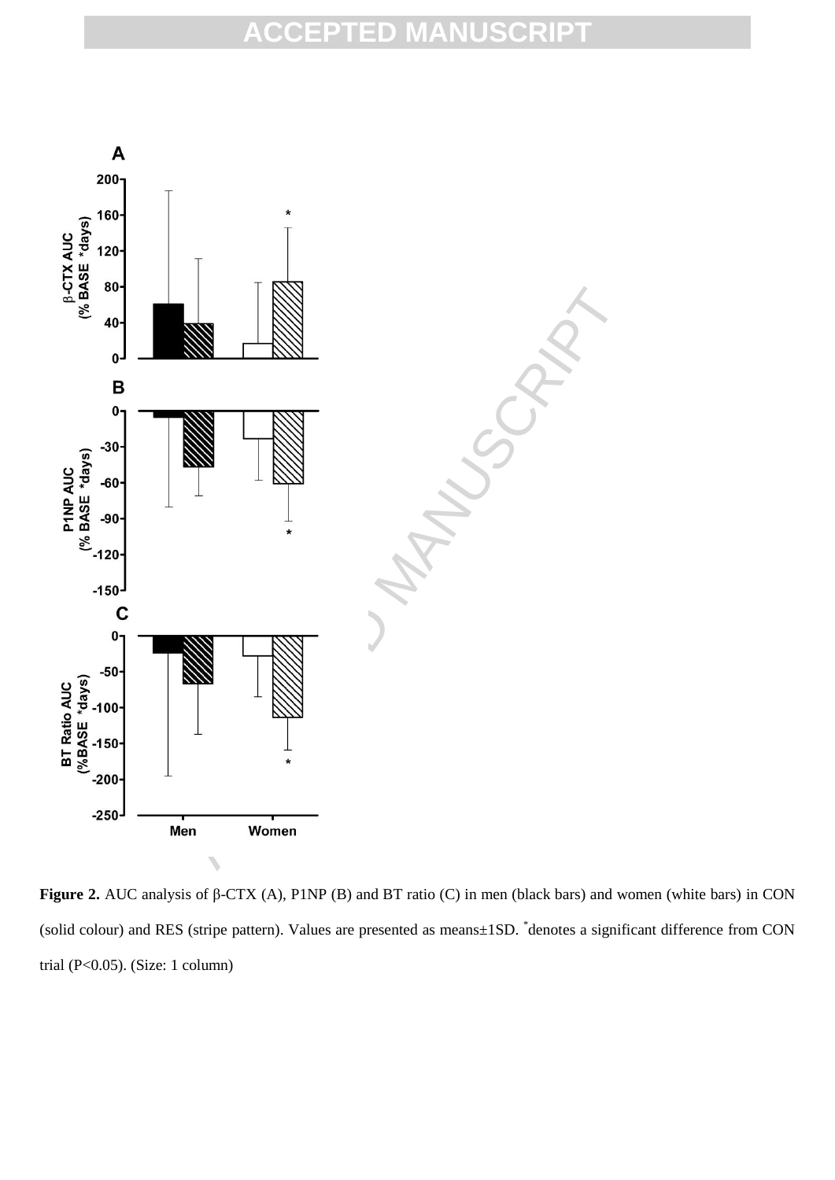**Figure 2.** AUC analysis of β-CTX (A), P1NP (B) and BT ratio (C) in men (black bars) and women (white bars) in CON (solid colour) and RES (stripe pattern). Values are presented as means±1SD. *denotes a significant difference from CON trial ($P<0.05$). (Size: 1 column)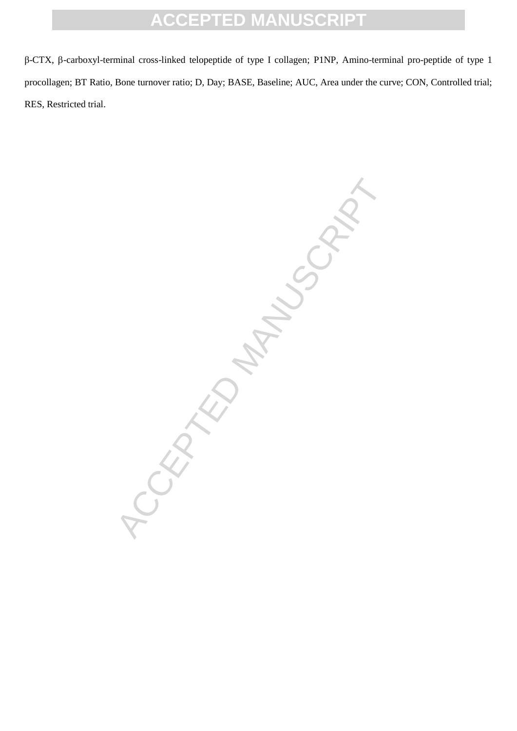β-CTX, β-carboxyl-terminal cross-linked telopeptide of type I collagen; P1NP, Amino-terminal pro-peptide of type 1 procollagen; BT Ratio, Bone turnover ratio; D, Day; BASE, Baseline; AUC, Area under the curve; CON, Controlled trial; RES, Restricted trial.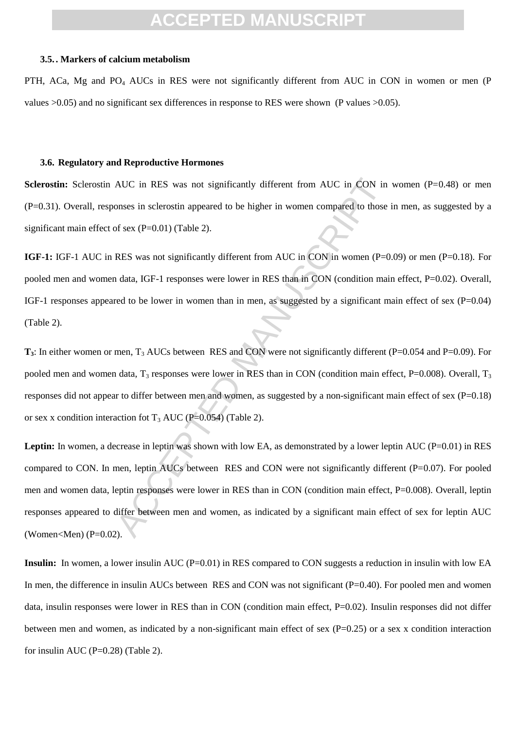### 3.5.. Markers of calcium metabolism

PTH, ACa, Mg and $PO_4$ AUCs in RES were not significantly different from AUC in CON in women or men (P values >0.05) and no significant sex differences in response to RES were shown (P values >0.05).

### 3.6. Regulatory and Reproductive Hormones

**Sclerostin:** Sclerostin AUC in RES was not significantly different from AUC in CON in women (P=0.48) or men (P=0.31). Overall, responses in sclerostin appeared to be higher in women compared to those in men, as suggested by a significant main effect of sex (P=0.01) (Table 2).

**IGF-1:** IGF-1 AUC in RES was not significantly different from AUC in CON in women (P=0.09) or men (P=0.18). For pooled men and women data, IGF-1 responses were lower in RES than in CON (condition main effect, P=0.02). Overall, IGF-1 responses appeared to be lower in women than in men, as suggested by a significant main effect of sex (P=0.04) (Table 2).

**$T_3$**: In either women or men, $T_3$ AUCs between RES and CON were not significantly different (P=0.054 and P=0.09). For pooled men and women data, $T_3$ responses were lower in RES than in CON (condition main effect, P=0.008). Overall, $T_3$ responses did not appear to differ between men and women, as suggested by a non-significant main effect of sex (P=0.18) or sex x condition interaction fot $T_3$ AUC (P=0.054) (Table 2).

**Leptin:** In women, a decrease in leptin was shown with low EA, as demonstrated by a lower leptin AUC (P=0.01) in RES compared to CON. In men, leptin AUCs between RES and CON were not significantly different (P=0.07). For pooled men and women data, leptin responses were lower in RES than in CON (condition main effect, P=0.008). Overall, leptin responses appeared to differ between men and women, as indicated by a significant main effect of sex for leptin AUC (Women<Men) (P=0.02).

**Insulin:** In women, a lower insulin AUC (P=0.01) in RES compared to CON suggests a reduction in insulin with low EA In men, the difference in insulin AUCs between RES and CON was not significant (P=0.40). For pooled men and women data, insulin responses were lower in RES than in CON (condition main effect, P=0.02). Insulin responses did not differ between men and women, as indicated by a non-significant main effect of sex (P=0.25) or a sex x condition interaction for insulin AUC (P=0.28) (Table 2).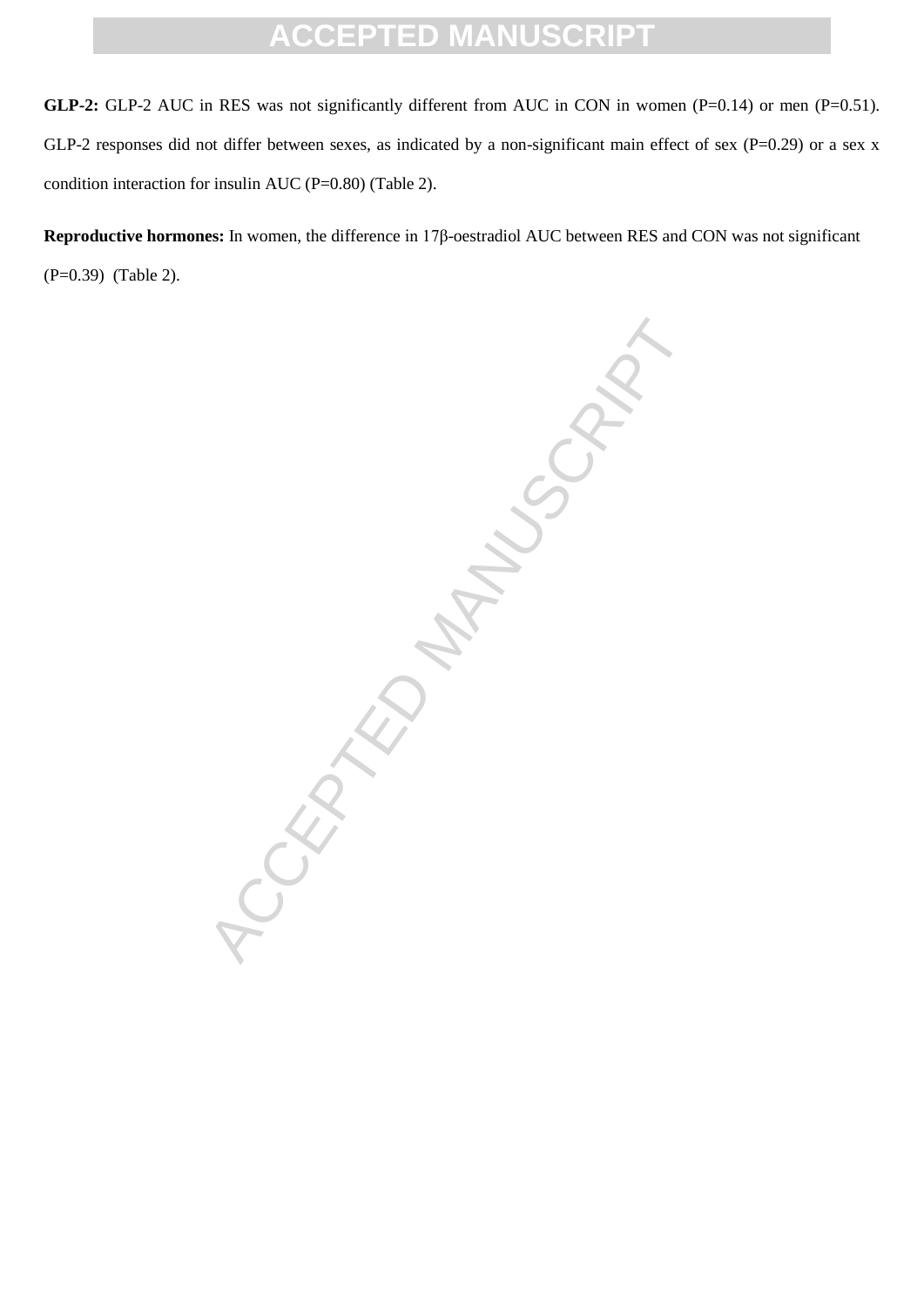**GLP-2:** GLP-2 AUC in RES was not significantly different from AUC in CON in women (P=0.14) or men (P=0.51). GLP-2 responses did not differ between sexes, as indicated by a non-significant main effect of sex (P=0.29) or a sex x condition interaction for insulin AUC (P=0.80) (Table 2).

**Reproductive hormones:** In women, the difference in 17β-oestradiol AUC between RES and CON was not significant (P=0.39) (Table 2).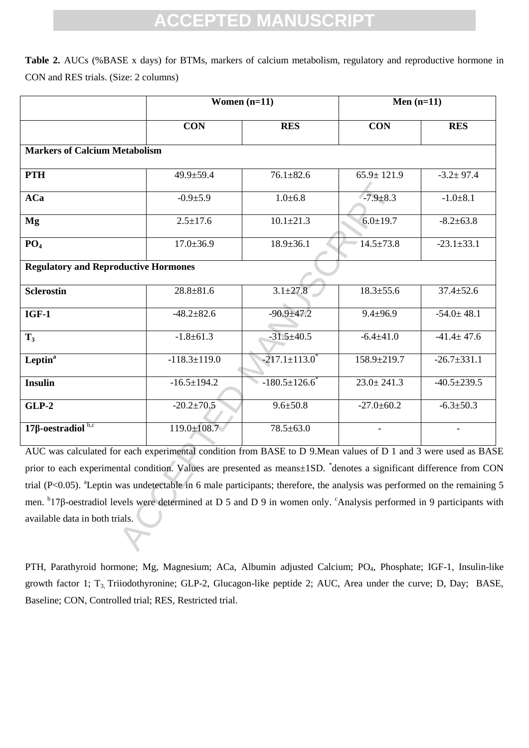**Table 2.** AUCs (%BASE x days) for BTMs, markers of calcium metabolism, regulatory and reproductive hormone in CON and RES trials. (Size: 2 columns)

| | Women (n=11) | | Men (n=11) | |
|---|---|---|---|---|
| | CON | RES | CON | RES |
| **Markers of Calcium Metabolism** | | | | |
| **PTH** | 49.9±59.4 | 76.1±82.6 | 65.9± 121.9 | -3.2± 97.4 |
| **ACa** | -0.9±5.9 | 1.0±6.8 | -7.9±8.3 | -1.0±8.1 |
| **Mg** | 2.5±17.6 | 10.1±21.3 | 6.0±19.7 | -8.2±63.8 |
| **$PO_4$** | 17.0±36.9 | 18.9±36.1 | 14.5±73.8 | -23.1±33.1 |
| **Regulatory and Reproductive Hormones** | | | | |
| **Sclerostin** | 28.8±81.6 | 3.1±27.8 | 18.3±55.6 | 37.4±52.6 |
| **IGF-1** | -48.2±82.6 | -90.9±47.2 | 9.4±96.9 | -54.0± 48.1 |
| **$T_3$** | -1.8±61.3 | -31.5±40.5 | -6.4±41.0 | -41.4± 47.6 |
| **Leptin[a]** | -118.3±119.0 | -217.1±113.0* | 158.9±219.7 | -26.7±331.1 |
| **Insulin** | -16.5±194.2 | -180.5±126.6* | 23.0± 241.3 | -40.5±239.5 |
| **GLP-2** | -20.2±70.5 | 9.6±50.8 | -27.0±60.2 | -6.3±50.3 |
| **17β-oestradiol [b,c]** | 119.0±108.7 | 78.5±63.0 | - | - |

AUC was calculated for each experimental condition from BASE to D 9.Mean values of D 1 and 3 were used as BASE prior to each experimental condition. Values are presented as means±1SD. *denotes a significant difference from CON trial ($P<0.05$). [a]Leptin was undetectable in 6 male participants; therefore, the analysis was performed on the remaining 5 men. [b]17β-oestradiol levels were determined at D 5 and D 9 in women only. [c]Analysis performed in 9 participants with available data in both trials.

PTH, Parathyroid hormone; Mg, Magnesium; ACa, Albumin adjusted Calcium; $PO_4$, Phosphate; IGF-1, Insulin-like growth factor 1; $T_3$, Triiodothyronine; GLP-2, Glucagon-like peptide 2; AUC, Area under the curve; D, Day; BASE, Baseline; CON, Controlled trial; RES, Restricted trial.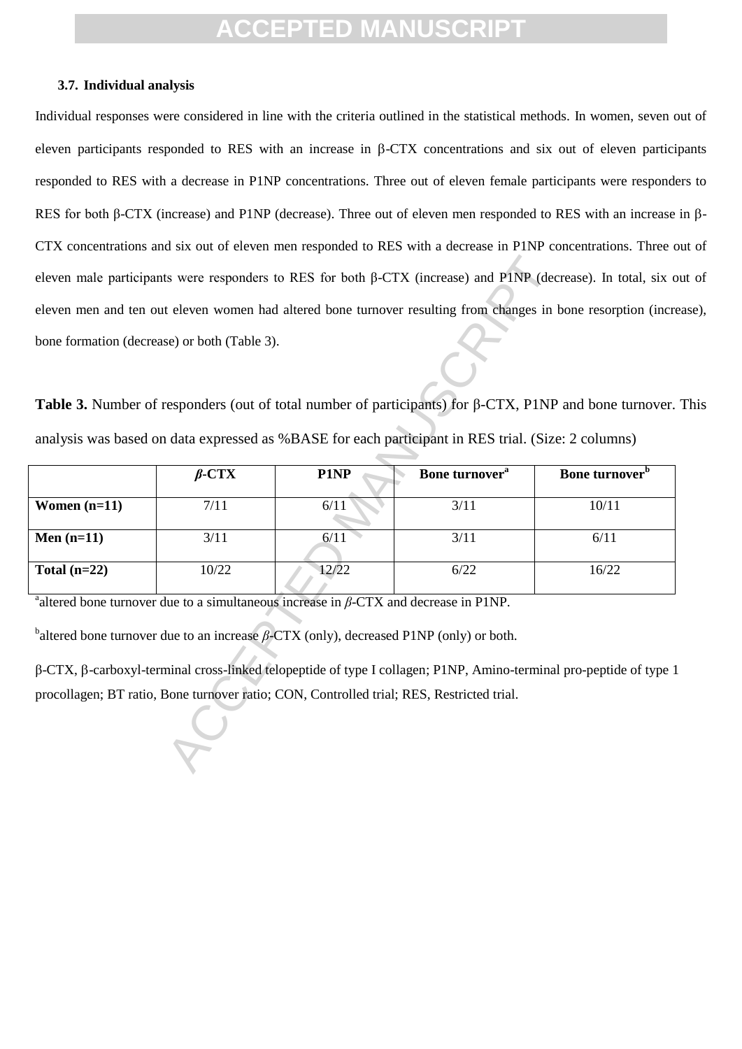### 3.7. Individual analysis

Individual responses were considered in line with the criteria outlined in the statistical methods. In women, seven out of eleven participants responded to RES with an increase in β-CTX concentrations and six out of eleven participants responded to RES with a decrease in P1NP concentrations. Three out of eleven female participants were responders to RES for both β-CTX (increase) and P1NP (decrease). Three out of eleven men responded to RES with an increase in β-CTX concentrations and six out of eleven men responded to RES with a decrease in P1NP concentrations. Three out of eleven male participants were responders to RES for both β-CTX (increase) and P1NP (decrease). In total, six out of eleven men and ten out eleven women had altered bone turnover resulting from changes in bone resorption (increase), bone formation (decrease) or both (Table 3).

**Table 3.** Number of responders (out of total number of participants) for β-CTX, P1NP and bone turnover. This analysis was based on data expressed as %BASE for each participant in RES trial. (Size: 2 columns)

| | ***β*-CTX** | **P1NP** | **Bone turnover[a]** | **Bone turnover[b]** |
|---|---|---|---|---|
| **Women (n=11)** | 7/11 | 6/11 | 3/11 | 10/11 |
| **Men (n=11)** | 3/11 | 6/11 | 3/11 | 6/11 |
| **Total (n=22)** | 10/22 | 12/22 | 6/22 | 16/22 |

[a]altered bone turnover due to a simultaneous increase in *β*-CTX and decrease in P1NP.

[b]altered bone turnover due to an increase *β*-CTX (only), decreased P1NP (only) or both.

β-CTX, β-carboxyl-terminal cross-linked telopeptide of type I collagen; P1NP, Amino-terminal pro-peptide of type 1 procollagen; BT ratio, Bone turnover ratio; CON, Controlled trial; RES, Restricted trial.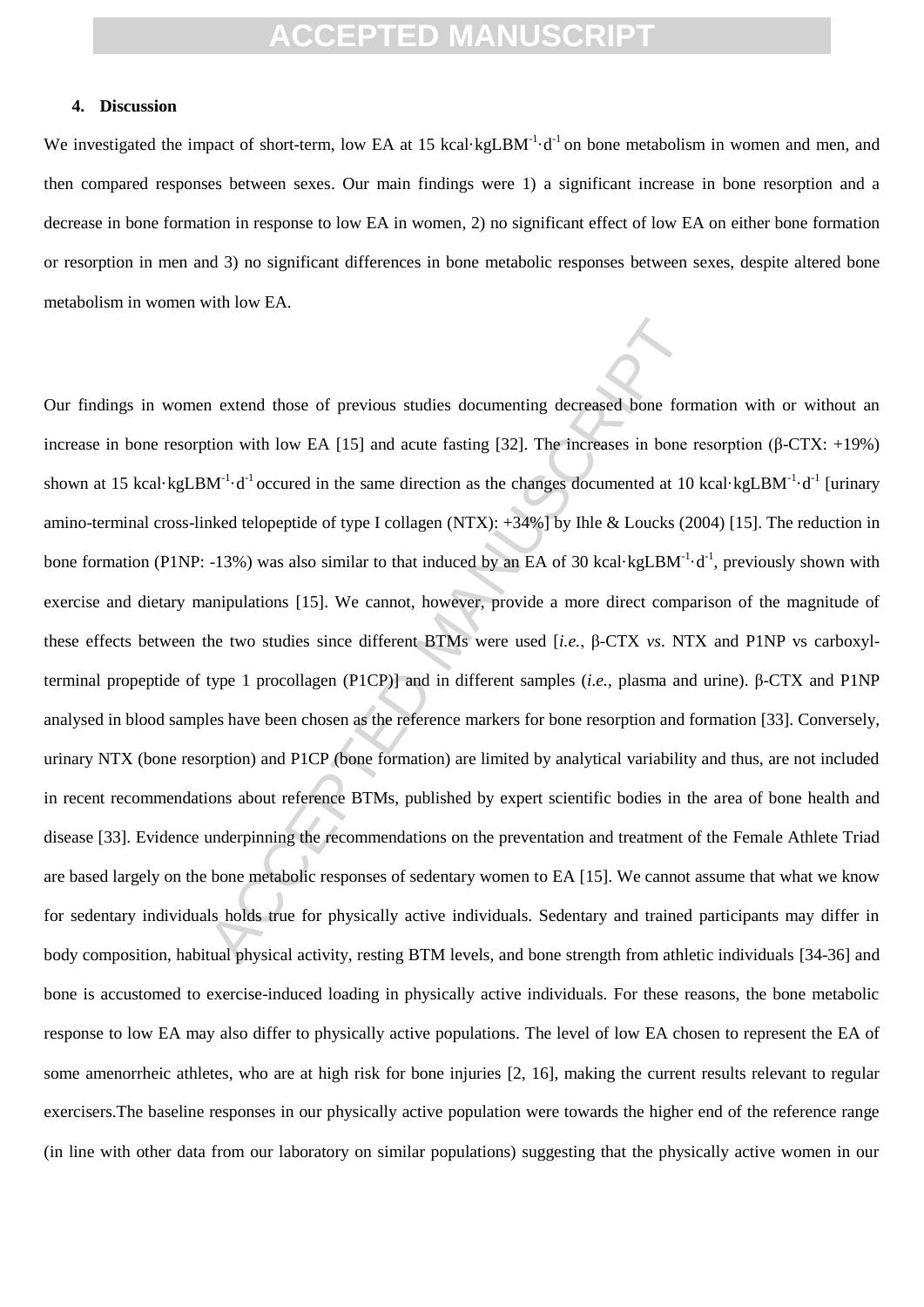## 4. Discussion

We investigated the impact of short-term, low EA at 15 kcal·kgLBM$^{-1}$·d$^{-1}$ on bone metabolism in women and men, and then compared responses between sexes. Our main findings were 1) a significant increase in bone resorption and a decrease in bone formation in response to low EA in women, 2) no significant effect of low EA on either bone formation or resorption in men and 3) no significant differences in bone metabolic responses between sexes, despite altered bone metabolism in women with low EA.

Our findings in women extend those of previous studies documenting decreased bone formation with or without an increase in bone resorption with low EA [15] and acute fasting [32]. The increases in bone resorption (β-CTX: +19%) shown at 15 kcal·kgLBM$^{-1}$·d$^{-1}$ occured in the same direction as the changes documented at 10 kcal·kgLBM$^{-1}$·d$^{-1}$ [urinary amino-terminal cross-linked telopeptide of type I collagen (NTX): +34%] by Ihle & Loucks (2004) [15]. The reduction in bone formation (P1NP: -13%) was also similar to that induced by an EA of 30 kcal·kgLBM$^{-1}$·d$^{-1}$, previously shown with exercise and dietary manipulations [15]. We cannot, however, provide a more direct comparison of the magnitude of these effects between the two studies since different BTMs were used [*i.e.*, β-CTX *vs*. NTX and P1NP vs carboxyl-terminal propeptide of type 1 procollagen (P1CP)] and in different samples (*i.e.*, plasma and urine). β-CTX and P1NP analysed in blood samples have been chosen as the reference markers for bone resorption and formation [33]. Conversely, urinary NTX (bone resorption) and P1CP (bone formation) are limited by analytical variability and thus, are not included in recent recommendations about reference BTMs, published by expert scientific bodies in the area of bone health and disease [33]. Evidence underpinning the recommendations on the preventation and treatment of the Female Athlete Triad are based largely on the bone metabolic responses of sedentary women to EA [15]. We cannot assume that what we know for sedentary individuals holds true for physically active individuals. Sedentary and trained participants may differ in body composition, habitual physical activity, resting BTM levels, and bone strength from athletic individuals [34-36] and bone is accustomed to exercise-induced loading in physically active individuals. For these reasons, the bone metabolic response to low EA may also differ to physically active populations. The level of low EA chosen to represent the EA of some amenorrheic athletes, who are at high risk for bone injuries [2, 16], making the current results relevant to regular exercisers.The baseline responses in our physically active population were towards the higher end of the reference range (in line with other data from our laboratory on similar populations) suggesting that the physically active women in our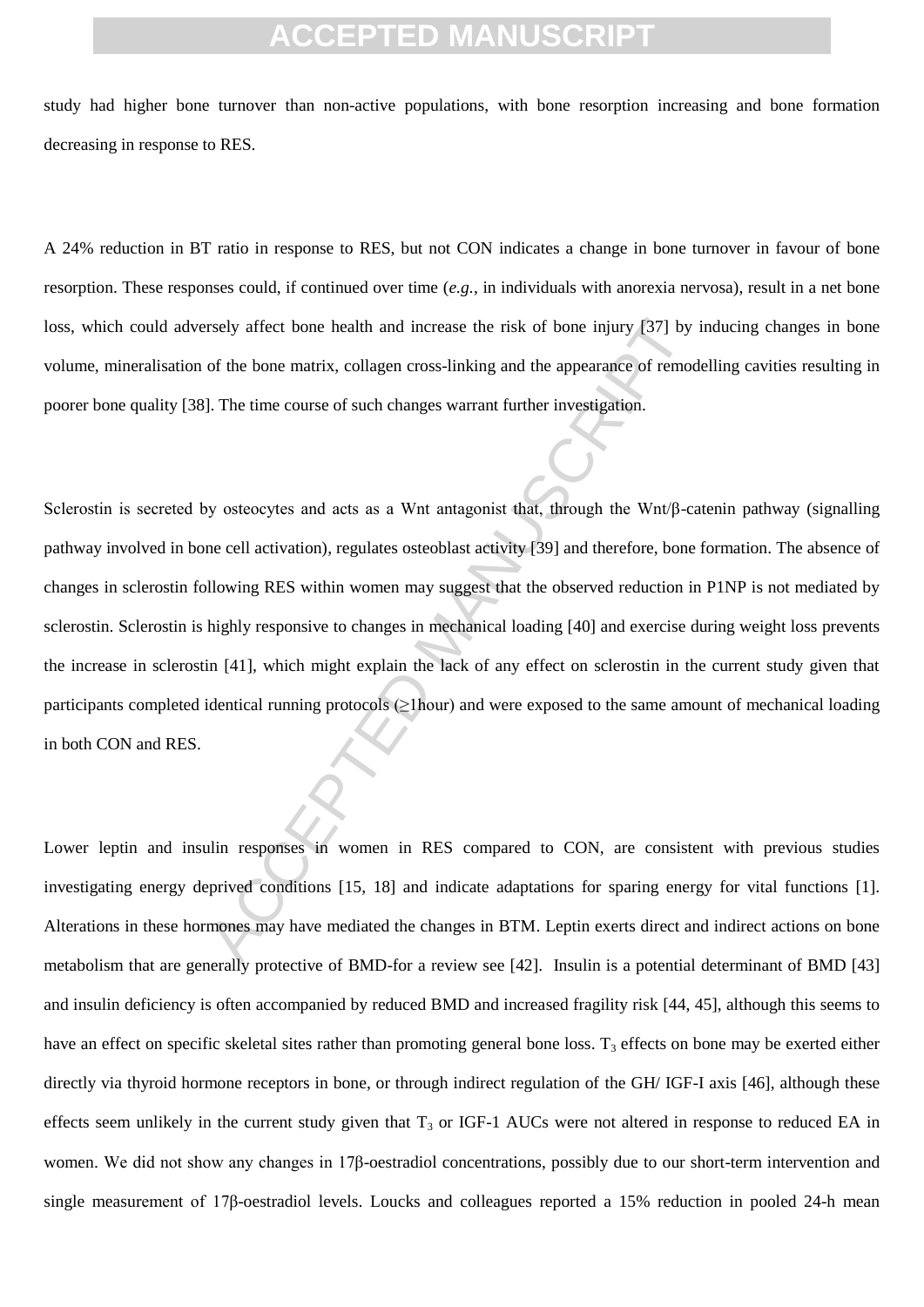study had higher bone turnover than non-active populations, with bone resorption increasing and bone formation decreasing in response to RES.

A 24% reduction in BT ratio in response to RES, but not CON indicates a change in bone turnover in favour of bone resorption. These responses could, if continued over time (*e.g.,* in individuals with anorexia nervosa), result in a net bone loss, which could adversely affect bone health and increase the risk of bone injury [37] by inducing changes in bone volume, mineralisation of the bone matrix, collagen cross-linking and the appearance of remodelling cavities resulting in poorer bone quality [38]. The time course of such changes warrant further investigation.

Sclerostin is secreted by osteocytes and acts as a Wnt antagonist that, through the Wnt/β-catenin pathway (signalling pathway involved in bone cell activation), regulates osteoblast activity [39] and therefore, bone formation. The absence of changes in sclerostin following RES within women may suggest that the observed reduction in P1NP is not mediated by sclerostin. Sclerostin is highly responsive to changes in mechanical loading [40] and exercise during weight loss prevents the increase in sclerostin [41], which might explain the lack of any effect on sclerostin in the current study given that participants completed identical running protocols (≥1hour) and were exposed to the same amount of mechanical loading in both CON and RES.

Lower leptin and insulin responses in women in RES compared to CON, are consistent with previous studies investigating energy deprived conditions [15, 18] and indicate adaptations for sparing energy for vital functions [1]. Alterations in these hormones may have mediated the changes in BTM. Leptin exerts direct and indirect actions on bone metabolism that are generally protective of BMD-for a review see [42]. Insulin is a potential determinant of BMD [43] and insulin deficiency is often accompanied by reduced BMD and increased fragility risk [44, 45], although this seems to have an effect on specific skeletal sites rather than promoting general bone loss. $T_3$ effects on bone may be exerted either directly via thyroid hormone receptors in bone, or through indirect regulation of the GH/ IGF-I axis [46], although these effects seem unlikely in the current study given that $T_3$ or IGF-1 AUCs were not altered in response to reduced EA in women. We did not show any changes in 17β-oestradiol concentrations, possibly due to our short-term intervention and single measurement of 17β-oestradiol levels. Loucks and colleagues reported a 15% reduction in pooled 24-h mean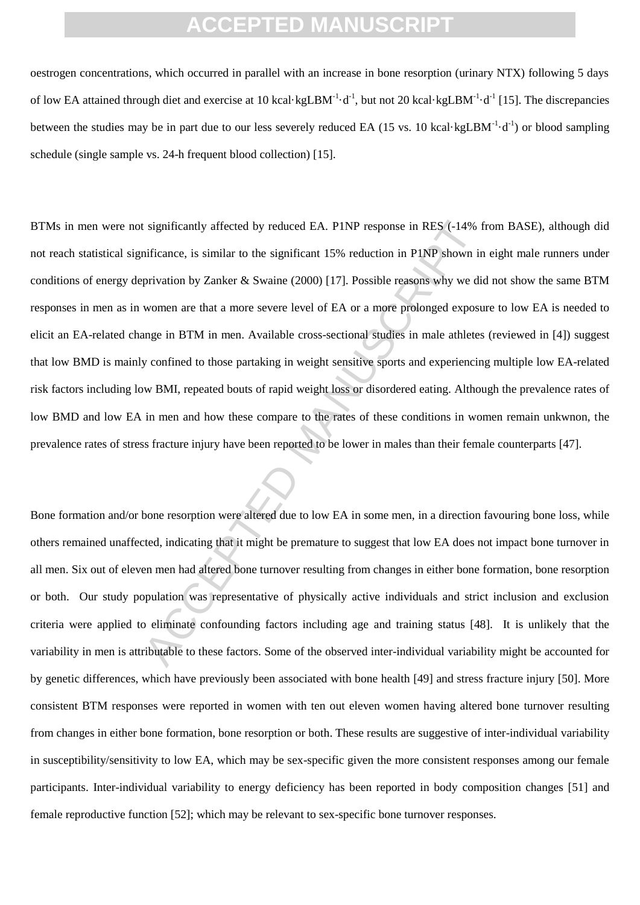oestrogen concentrations, which occurred in parallel with an increase in bone resorption (urinary NTX) following 5 days of low EA attained through diet and exercise at 10 kcal·kgLBM$^{-1}$·d$^{-1}$, but not 20 kcal·kgLBM$^{-1}$·d$^{-1}$ [15]. The discrepancies between the studies may be in part due to our less severely reduced EA (15 vs. 10 kcal·kgLBM$^{-1}$·d$^{-1}$) or blood sampling schedule (single sample vs. 24-h frequent blood collection) [15].

BTMs in men were not significantly affected by reduced EA. P1NP response in RES (-14% from BASE), although did not reach statistical significance, is similar to the significant 15% reduction in P1NP shown in eight male runners under conditions of energy deprivation by Zanker & Swaine (2000) [17]. Possible reasons why we did not show the same BTM responses in men as in women are that a more severe level of EA or a more prolonged exposure to low EA is needed to elicit an EA-related change in BTM in men. Available cross-sectional studies in male athletes (reviewed in [4]) suggest that low BMD is mainly confined to those partaking in weight sensitive sports and experiencing multiple low EA-related risk factors including low BMI, repeated bouts of rapid weight loss or disordered eating. Although the prevalence rates of low BMD and low EA in men and how these compare to the rates of these conditions in women remain unkwnon, the prevalence rates of stress fracture injury have been reported to be lower in males than their female counterparts [47].

Bone formation and/or bone resorption were altered due to low EA in some men, in a direction favouring bone loss, while others remained unaffected, indicating that it might be premature to suggest that low EA does not impact bone turnover in all men. Six out of eleven men had altered bone turnover resulting from changes in either bone formation, bone resorption or both. Our study population was representative of physically active individuals and strict inclusion and exclusion criteria were applied to eliminate confounding factors including age and training status [48]. It is unlikely that the variability in men is attributable to these factors. Some of the observed inter-individual variability might be accounted for by genetic differences, which have previously been associated with bone health [49] and stress fracture injury [50]. More consistent BTM responses were reported in women with ten out eleven women having altered bone turnover resulting from changes in either bone formation, bone resorption or both. These results are suggestive of inter-individual variability in susceptibility/sensitivity to low EA, which may be sex-specific given the more consistent responses among our female participants. Inter-individual variability to energy deficiency has been reported in body composition changes [51] and female reproductive function [52]; which may be relevant to sex-specific bone turnover responses.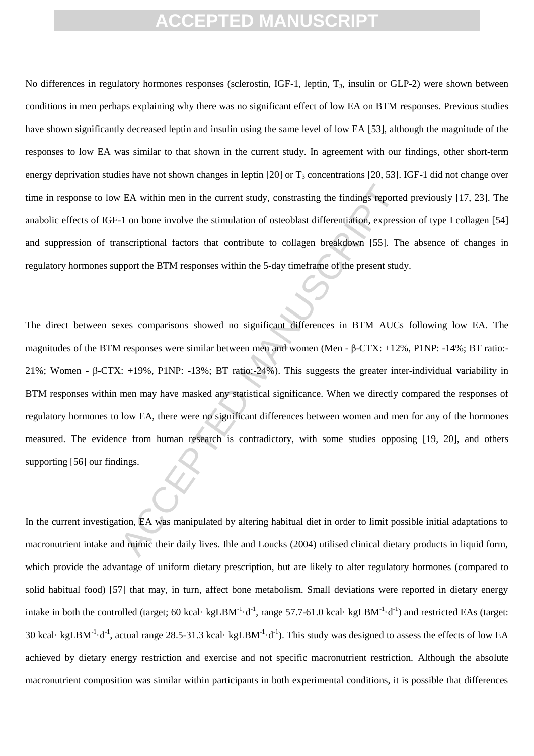No differences in regulatory hormones responses (sclerostin, IGF-1, leptin, $T_3$, insulin or GLP-2) were shown between conditions in men perhaps explaining why there was no significant effect of low EA on BTM responses. Previous studies have shown significantly decreased leptin and insulin using the same level of low EA [53], although the magnitude of the responses to low EA was similar to that shown in the current study. In agreement with our findings, other short-term energy deprivation studies have not shown changes in leptin [20] or $T_3$ concentrations [20, 53]. IGF-1 did not change over time in response to low EA within men in the current study, constrasting the findings reported previously [17, 23]. The anabolic effects of IGF-1 on bone involve the stimulation of osteoblast differentiation, expression of type I collagen [54] and suppression of transcriptional factors that contribute to collagen breakdown [55]. The absence of changes in regulatory hormones support the BTM responses within the 5-day timeframe of the present study.

The direct between sexes comparisons showed no significant differences in BTM AUCs following low EA. The magnitudes of the BTM responses were similar between men and women (Men - β-CTX: +12%, P1NP: -14%; BT ratio:-21%; Women - β-CTX: +19%, P1NP: -13%; BT ratio:-24%). This suggests the greater inter-individual variability in BTM responses within men may have masked any statistical significance. When we directly compared the responses of regulatory hormones to low EA, there were no significant differences between women and men for any of the hormones measured. The evidence from human research is contradictory, with some studies opposing [19, 20], and others supporting [56] our findings.

In the current investigation, EA was manipulated by altering habitual diet in order to limit possible initial adaptations to macronutrient intake and mimic their daily lives. Ihle and Loucks (2004) utilised clinical dietary products in liquid form, which provide the advantage of uniform dietary prescription, but are likely to alter regulatory hormones (compared to solid habitual food) [57] that may, in turn, affect bone metabolism. Small deviations were reported in dietary energy intake in both the controlled (target; 60 kcal· $kgLBM^{-1}·d^{-1}$, range 57.7-61.0 kcal· $kgLBM^{-1}·d^{-1}$) and restricted EAs (target: 30 kcal· $kgLBM^{-1}·d^{-1}$, actual range 28.5-31.3 kcal· $kgLBM^{-1}·d^{-1}$). This study was designed to assess the effects of low EA achieved by dietary energy restriction and exercise and not specific macronutrient restriction. Although the absolute macronutrient composition was similar within participants in both experimental conditions, it is possible that differences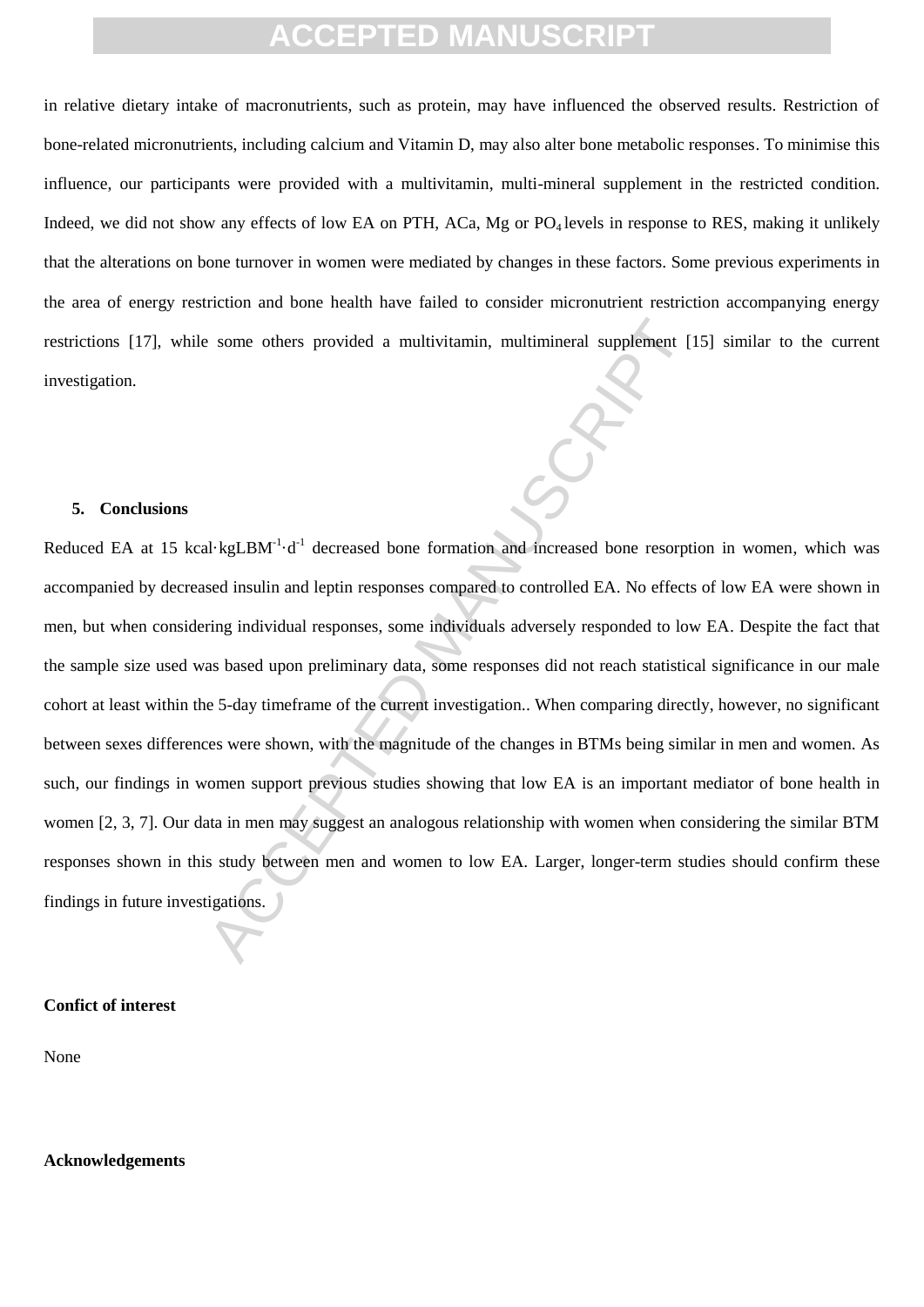in relative dietary intake of macronutrients, such as protein, may have influenced the observed results. Restriction of bone-related micronutrients, including calcium and Vitamin D, may also alter bone metabolic responses. To minimise this influence, our participants were provided with a multivitamin, multi-mineral supplement in the restricted condition. Indeed, we did not show any effects of low EA on PTH, ACa, Mg or $PO_4$ levels in response to RES, making it unlikely that the alterations on bone turnover in women were mediated by changes in these factors. Some previous experiments in the area of energy restriction and bone health have failed to consider micronutrient restriction accompanying energy restrictions [17], while some others provided a multivitamin, multimineral supplement [15] similar to the current investigation.

## 5. Conclusions

Reduced EA at 15 kcal·kgLBM$^{-1}$·d$^{-1}$ decreased bone formation and increased bone resorption in women, which was accompanied by decreased insulin and leptin responses compared to controlled EA. No effects of low EA were shown in men, but when considering individual responses, some individuals adversely responded to low EA. Despite the fact that the sample size used was based upon preliminary data, some responses did not reach statistical significance in our male cohort at least within the 5-day timeframe of the current investigation.. When comparing directly, however, no significant between sexes differences were shown, with the magnitude of the changes in BTMs being similar in men and women. As such, our findings in women support previous studies showing that low EA is an important mediator of bone health in women [2, 3, 7]. Our data in men may suggest an analogous relationship with women when considering the similar BTM responses shown in this study between men and women to low EA. Larger, longer-term studies should confirm these findings in future investigations.

**Confict of interest**

None

**Acknowledgements**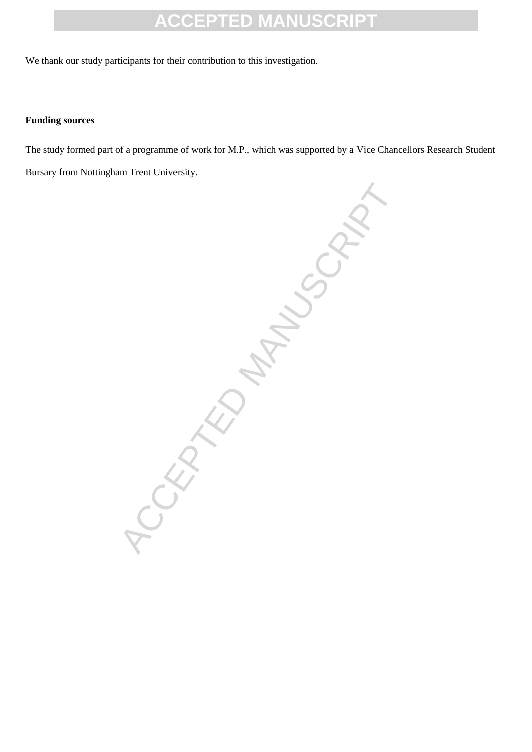We thank our study participants for their contribution to this investigation.

**Funding sources**

The study formed part of a programme of work for M.P., which was supported by a Vice Chancellors Research Student Bursary from Nottingham Trent University.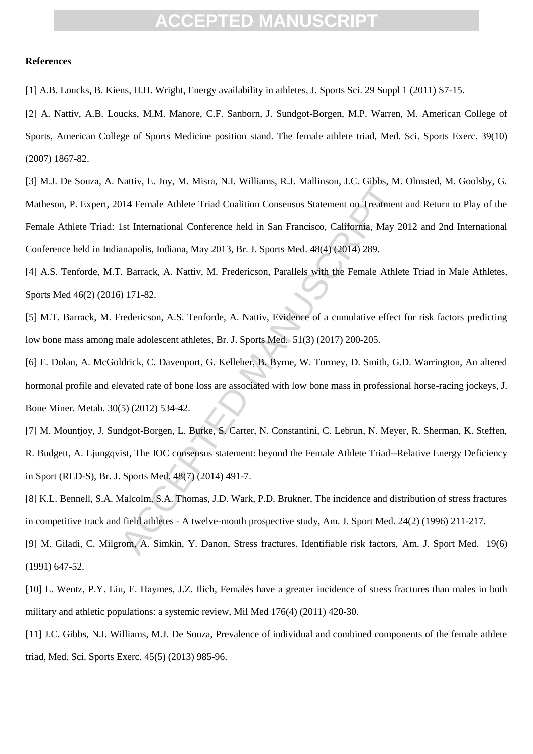**References**

[1] A.B. Loucks, B. Kiens, H.H. Wright, Energy availability in athletes, J. Sports Sci. 29 Suppl 1 (2011) S7-15.

[2] A. Nattiv, A.B. Loucks, M.M. Manore, C.F. Sanborn, J. Sundgot-Borgen, M.P. Warren, M. American College of Sports, American College of Sports Medicine position stand. The female athlete triad, Med. Sci. Sports Exerc. 39(10) (2007) 1867-82.

[3] M.J. De Souza, A. Nattiv, E. Joy, M. Misra, N.I. Williams, R.J. Mallinson, J.C. Gibbs, M. Olmsted, M. Goolsby, G. Matheson, P. Expert, 2014 Female Athlete Triad Coalition Consensus Statement on Treatment and Return to Play of the Female Athlete Triad: 1st International Conference held in San Francisco, California, May 2012 and 2nd International Conference held in Indianapolis, Indiana, May 2013, Br. J. Sports Med. 48(4) (2014) 289.

[4] A.S. Tenforde, M.T. Barrack, A. Nattiv, M. Fredericson, Parallels with the Female Athlete Triad in Male Athletes, Sports Med 46(2) (2016) 171-82.

[5] M.T. Barrack, M. Fredericson, A.S. Tenforde, A. Nattiv, Evidence of a cumulative effect for risk factors predicting low bone mass among male adolescent athletes, Br. J. Sports Med. 51(3) (2017) 200-205.

[6] E. Dolan, A. McGoldrick, C. Davenport, G. Kelleher, B. Byrne, W. Tormey, D. Smith, G.D. Warrington, An altered hormonal profile and elevated rate of bone loss are associated with low bone mass in professional horse-racing jockeys, J. Bone Miner. Metab. 30(5) (2012) 534-42.

[7] M. Mountjoy, J. Sundgot-Borgen, L. Burke, S. Carter, N. Constantini, C. Lebrun, N. Meyer, R. Sherman, K. Steffen, R. Budgett, A. Ljungqvist, The IOC consensus statement: beyond the Female Athlete Triad--Relative Energy Deficiency in Sport (RED-S), Br. J. Sports Med. 48(7) (2014) 491-7.

[8] K.L. Bennell, S.A. Malcolm, S.A. Thomas, J.D. Wark, P.D. Brukner, The incidence and distribution of stress fractures in competitive track and field athletes - A twelve-month prospective study, Am. J. Sport Med. 24(2) (1996) 211-217.

[9] M. Giladi, C. Milgrom, A. Simkin, Y. Danon, Stress fractures. Identifiable risk factors, Am. J. Sport Med. 19(6) (1991) 647-52.

[10] L. Wentz, P.Y. Liu, E. Haymes, J.Z. Ilich, Females have a greater incidence of stress fractures than males in both military and athletic populations: a systemic review, Mil Med 176(4) (2011) 420-30.

[11] J.C. Gibbs, N.I. Williams, M.J. De Souza, Prevalence of individual and combined components of the female athlete triad, Med. Sci. Sports Exerc. 45(5) (2013) 985-96.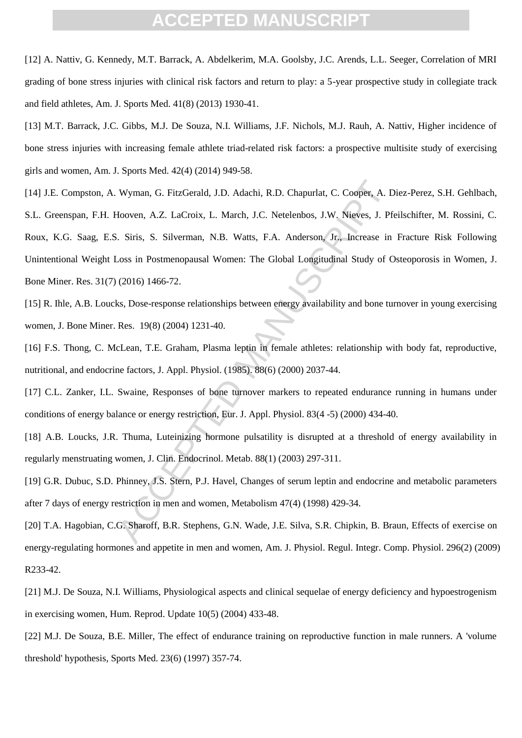[12] A. Nattiv, G. Kennedy, M.T. Barrack, A. Abdelkerim, M.A. Goolsby, J.C. Arends, L.L. Seeger, Correlation of MRI grading of bone stress injuries with clinical risk factors and return to play: a 5-year prospective study in collegiate track and field athletes, Am. J. Sports Med. 41(8) (2013) 1930-41.

[13] M.T. Barrack, J.C. Gibbs, M.J. De Souza, N.I. Williams, J.F. Nichols, M.J. Rauh, A. Nattiv, Higher incidence of bone stress injuries with increasing female athlete triad-related risk factors: a prospective multisite study of exercising girls and women, Am. J. Sports Med. 42(4) (2014) 949-58.

[14] J.E. Compston, A. Wyman, G. FitzGerald, J.D. Adachi, R.D. Chapurlat, C. Cooper, A. Diez-Perez, S.H. Gehlbach, S.L. Greenspan, F.H. Hooven, A.Z. LaCroix, L. March, J.C. Netelenbos, J.W. Nieves, J. Pfeilschifter, M. Rossini, C. Roux, K.G. Saag, E.S. Siris, S. Silverman, N.B. Watts, F.A. Anderson, Jr., Increase in Fracture Risk Following Unintentional Weight Loss in Postmenopausal Women: The Global Longitudinal Study of Osteoporosis in Women, J. Bone Miner. Res. 31(7) (2016) 1466-72.

[15] R. Ihle, A.B. Loucks, Dose-response relationships between energy availability and bone turnover in young exercising women, J. Bone Miner. Res. 19(8) (2004) 1231-40.

[16] F.S. Thong, C. McLean, T.E. Graham, Plasma leptin in female athletes: relationship with body fat, reproductive, nutritional, and endocrine factors, J. Appl. Physiol. (1985). 88(6) (2000) 2037-44.

[17] C.L. Zanker, I.L. Swaine, Responses of bone turnover markers to repeated endurance running in humans under conditions of energy balance or energy restriction, Eur. J. Appl. Physiol. 83(4 -5) (2000) 434-40.

[18] A.B. Loucks, J.R. Thuma, Luteinizing hormone pulsatility is disrupted at a threshold of energy availability in regularly menstruating women, J. Clin. Endocrinol. Metab. 88(1) (2003) 297-311.

[19] G.R. Dubuc, S.D. Phinney, J.S. Stern, P.J. Havel, Changes of serum leptin and endocrine and metabolic parameters after 7 days of energy restriction in men and women, Metabolism 47(4) (1998) 429-34.

[20] T.A. Hagobian, C.G. Sharoff, B.R. Stephens, G.N. Wade, J.E. Silva, S.R. Chipkin, B. Braun, Effects of exercise on energy-regulating hormones and appetite in men and women, Am. J. Physiol. Regul. Integr. Comp. Physiol. 296(2) (2009) R233-42.

[21] M.J. De Souza, N.I. Williams, Physiological aspects and clinical sequelae of energy deficiency and hypoestrogenism in exercising women, Hum. Reprod. Update 10(5) (2004) 433-48.

[22] M.J. De Souza, B.E. Miller, The effect of endurance training on reproductive function in male runners. A 'volume threshold' hypothesis, Sports Med. 23(6) (1997) 357-74.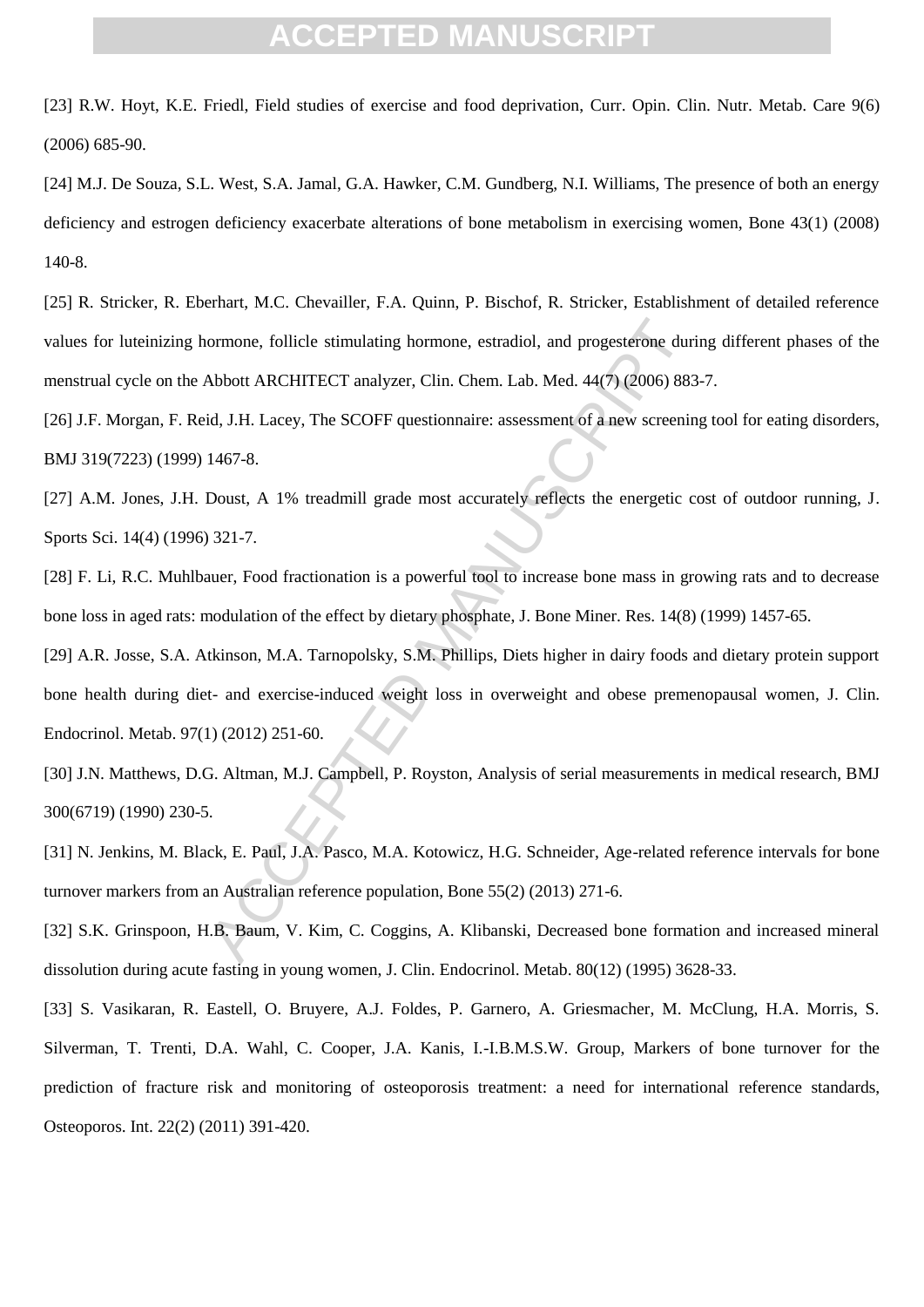[23] R.W. Hoyt, K.E. Friedl, Field studies of exercise and food deprivation, Curr. Opin. Clin. Nutr. Metab. Care 9(6) (2006) 685-90.

[24] M.J. De Souza, S.L. West, S.A. Jamal, G.A. Hawker, C.M. Gundberg, N.I. Williams, The presence of both an energy deficiency and estrogen deficiency exacerbate alterations of bone metabolism in exercising women, Bone 43(1) (2008) 140-8.

[25] R. Stricker, R. Eberhart, M.C. Chevailler, F.A. Quinn, P. Bischof, R. Stricker, Establishment of detailed reference values for luteinizing hormone, follicle stimulating hormone, estradiol, and progesterone during different phases of the menstrual cycle on the Abbott ARCHITECT analyzer, Clin. Chem. Lab. Med. 44(7) (2006) 883-7.

[26] J.F. Morgan, F. Reid, J.H. Lacey, The SCOFF questionnaire: assessment of a new screening tool for eating disorders, BMJ 319(7223) (1999) 1467-8.

[27] A.M. Jones, J.H. Doust, A 1% treadmill grade most accurately reflects the energetic cost of outdoor running, J. Sports Sci. 14(4) (1996) 321-7.

[28] F. Li, R.C. Muhlbauer, Food fractionation is a powerful tool to increase bone mass in growing rats and to decrease bone loss in aged rats: modulation of the effect by dietary phosphate, J. Bone Miner. Res. 14(8) (1999) 1457-65.

[29] A.R. Josse, S.A. Atkinson, M.A. Tarnopolsky, S.M. Phillips, Diets higher in dairy foods and dietary protein support bone health during diet- and exercise-induced weight loss in overweight and obese premenopausal women, J. Clin. Endocrinol. Metab. 97(1) (2012) 251-60.

[30] J.N. Matthews, D.G. Altman, M.J. Campbell, P. Royston, Analysis of serial measurements in medical research, BMJ 300(6719) (1990) 230-5.

[31] N. Jenkins, M. Black, E. Paul, J.A. Pasco, M.A. Kotowicz, H.G. Schneider, Age-related reference intervals for bone turnover markers from an Australian reference population, Bone 55(2) (2013) 271-6.

[32] S.K. Grinspoon, H.B. Baum, V. Kim, C. Coggins, A. Klibanski, Decreased bone formation and increased mineral dissolution during acute fasting in young women, J. Clin. Endocrinol. Metab. 80(12) (1995) 3628-33.

[33] S. Vasikaran, R. Eastell, O. Bruyere, A.J. Foldes, P. Garnero, A. Griesmacher, M. McClung, H.A. Morris, S. Silverman, T. Trenti, D.A. Wahl, C. Cooper, J.A. Kanis, I.-I.B.M.S.W. Group, Markers of bone turnover for the prediction of fracture risk and monitoring of osteoporosis treatment: a need for international reference standards, Osteoporos. Int. 22(2) (2011) 391-420.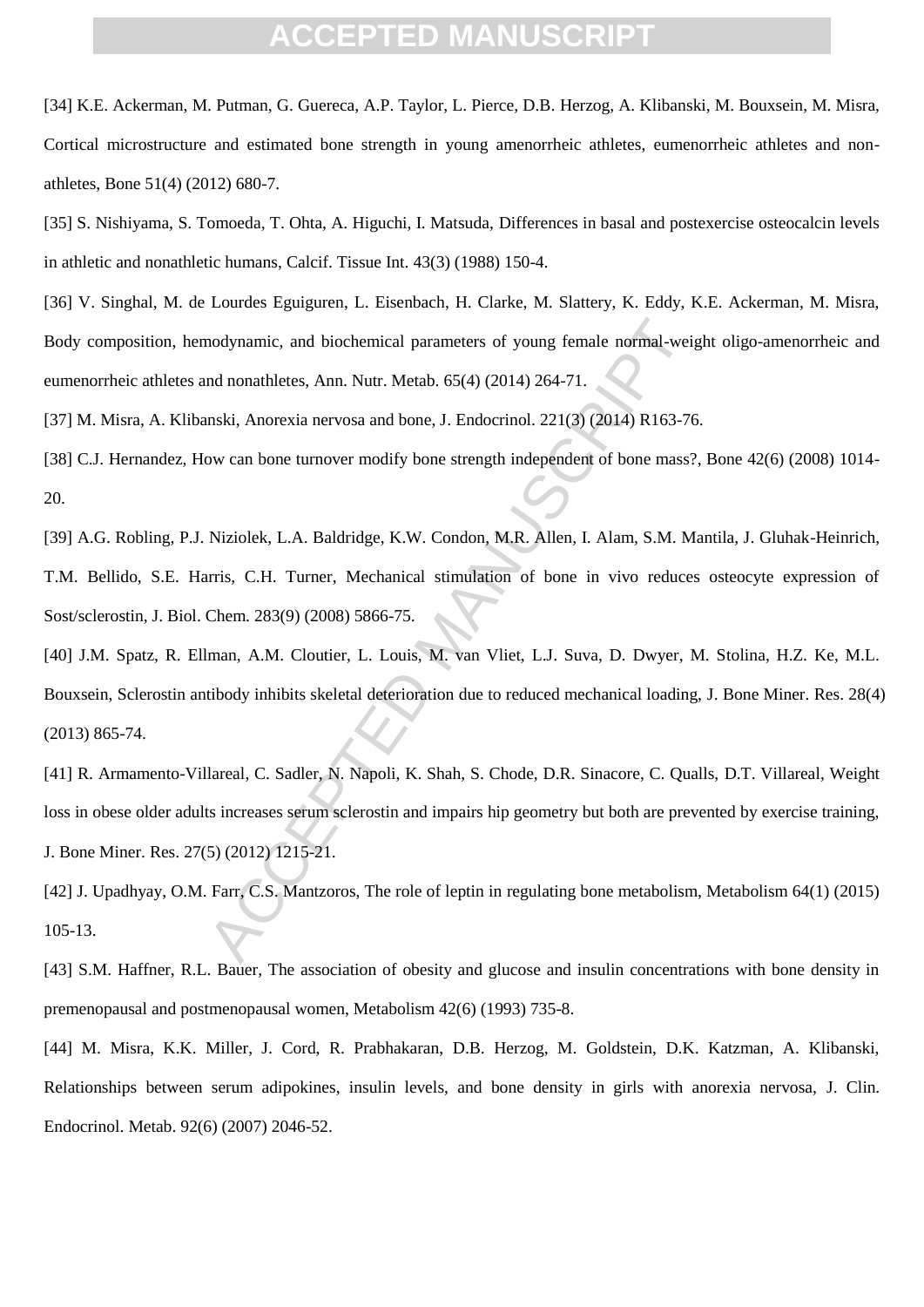[34] K.E. Ackerman, M. Putman, G. Guereca, A.P. Taylor, L. Pierce, D.B. Herzog, A. Klibanski, M. Bouxsein, M. Misra, Cortical microstructure and estimated bone strength in young amenorrheic athletes, eumenorrheic athletes and non-athletes, Bone 51(4) (2012) 680-7.

[35] S. Nishiyama, S. Tomoeda, T. Ohta, A. Higuchi, I. Matsuda, Differences in basal and postexercise osteocalcin levels in athletic and nonathletic humans, Calcif. Tissue Int. 43(3) (1988) 150-4.

[36] V. Singhal, M. de Lourdes Eguiguren, L. Eisenbach, H. Clarke, M. Slattery, K. Eddy, K.E. Ackerman, M. Misra, Body composition, hemodynamic, and biochemical parameters of young female normal-weight oligo-amenorrheic and eumenorrheic athletes and nonathletes, Ann. Nutr. Metab. 65(4) (2014) 264-71.

[37] M. Misra, A. Klibanski, Anorexia nervosa and bone, J. Endocrinol. 221(3) (2014) R163-76.

[38] C.J. Hernandez, How can bone turnover modify bone strength independent of bone mass?, Bone 42(6) (2008) 1014-20.

[39] A.G. Robling, P.J. Niziolek, L.A. Baldridge, K.W. Condon, M.R. Allen, I. Alam, S.M. Mantila, J. Gluhak-Heinrich, T.M. Bellido, S.E. Harris, C.H. Turner, Mechanical stimulation of bone in vivo reduces osteocyte expression of Sost/sclerostin, J. Biol. Chem. 283(9) (2008) 5866-75.

[40] J.M. Spatz, R. Ellman, A.M. Cloutier, L. Louis, M. van Vliet, L.J. Suva, D. Dwyer, M. Stolina, H.Z. Ke, M.L. Bouxsein, Sclerostin antibody inhibits skeletal deterioration due to reduced mechanical loading, J. Bone Miner. Res. 28(4) (2013) 865-74.

[41] R. Armamento-Villareal, C. Sadler, N. Napoli, K. Shah, S. Chode, D.R. Sinacore, C. Qualls, D.T. Villareal, Weight loss in obese older adults increases serum sclerostin and impairs hip geometry but both are prevented by exercise training, J. Bone Miner. Res. 27(5) (2012) 1215-21.

[42] J. Upadhyay, O.M. Farr, C.S. Mantzoros, The role of leptin in regulating bone metabolism, Metabolism 64(1) (2015) 105-13.

[43] S.M. Haffner, R.L. Bauer, The association of obesity and glucose and insulin concentrations with bone density in premenopausal and postmenopausal women, Metabolism 42(6) (1993) 735-8.

[44] M. Misra, K.K. Miller, J. Cord, R. Prabhakaran, D.B. Herzog, M. Goldstein, D.K. Katzman, A. Klibanski, Relationships between serum adipokines, insulin levels, and bone density in girls with anorexia nervosa, J. Clin. Endocrinol. Metab. 92(6) (2007) 2046-52.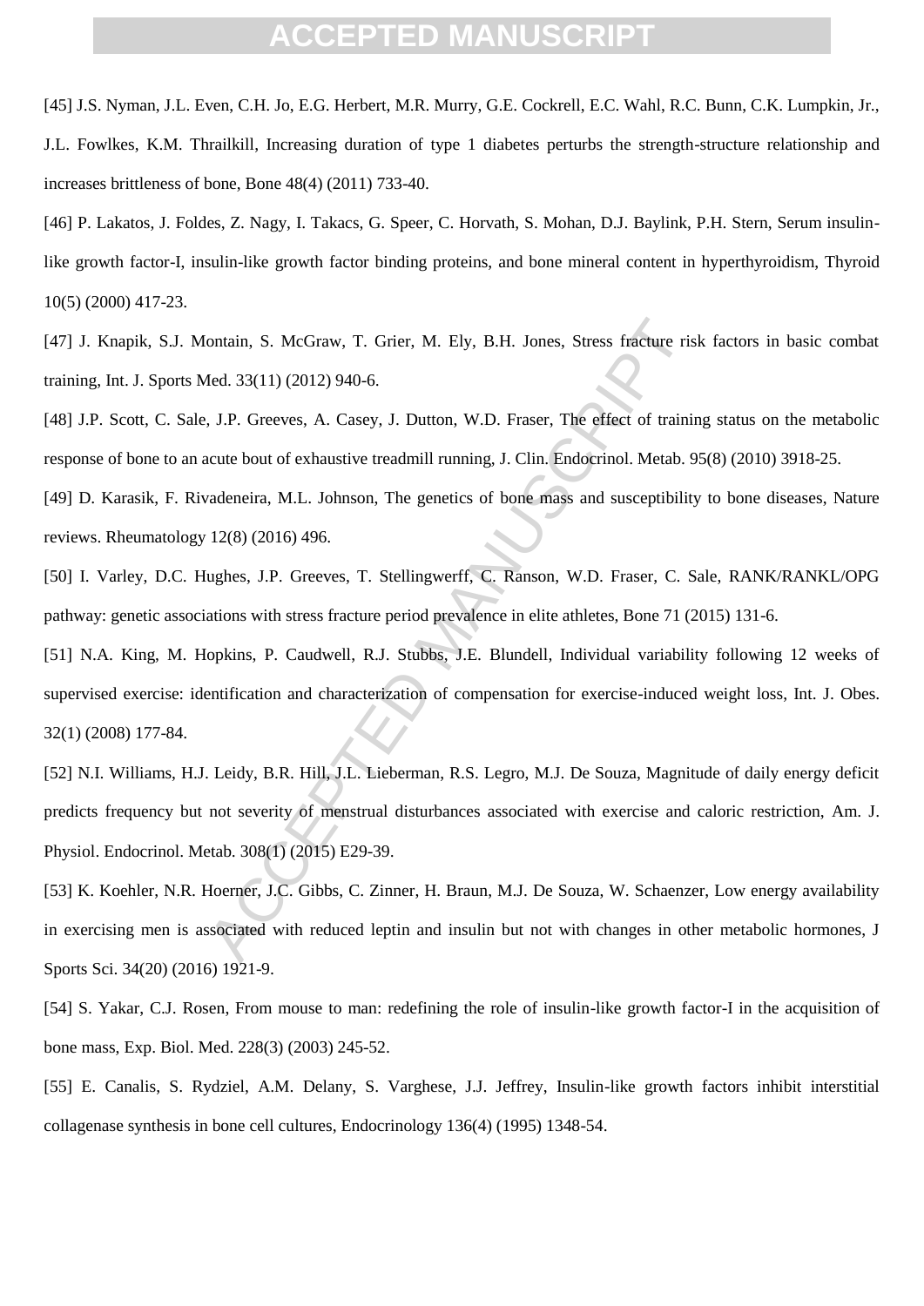[45] J.S. Nyman, J.L. Even, C.H. Jo, E.G. Herbert, M.R. Murry, G.E. Cockrell, E.C. Wahl, R.C. Bunn, C.K. Lumpkin, Jr., J.L. Fowlkes, K.M. Thrailkill, Increasing duration of type 1 diabetes perturbs the strength-structure relationship and increases brittleness of bone, Bone 48(4) (2011) 733-40.

[46] P. Lakatos, J. Foldes, Z. Nagy, I. Takacs, G. Speer, C. Horvath, S. Mohan, D.J. Baylink, P.H. Stern, Serum insulin-like growth factor-I, insulin-like growth factor binding proteins, and bone mineral content in hyperthyroidism, Thyroid 10(5) (2000) 417-23.

[47] J. Knapik, S.J. Montain, S. McGraw, T. Grier, M. Ely, B.H. Jones, Stress fracture risk factors in basic combat training, Int. J. Sports Med. 33(11) (2012) 940-6.

[48] J.P. Scott, C. Sale, J.P. Greeves, A. Casey, J. Dutton, W.D. Fraser, The effect of training status on the metabolic response of bone to an acute bout of exhaustive treadmill running, J. Clin. Endocrinol. Metab. 95(8) (2010) 3918-25.

[49] D. Karasik, F. Rivadeneira, M.L. Johnson, The genetics of bone mass and susceptibility to bone diseases, Nature reviews. Rheumatology 12(8) (2016) 496.

[50] I. Varley, D.C. Hughes, J.P. Greeves, T. Stellingwerff, C. Ranson, W.D. Fraser, C. Sale, RANK/RANKL/OPG pathway: genetic associations with stress fracture period prevalence in elite athletes, Bone 71 (2015) 131-6.

[51] N.A. King, M. Hopkins, P. Caudwell, R.J. Stubbs, J.E. Blundell, Individual variability following 12 weeks of supervised exercise: identification and characterization of compensation for exercise-induced weight loss, Int. J. Obes. 32(1) (2008) 177-84.

[52] N.I. Williams, H.J. Leidy, B.R. Hill, J.L. Lieberman, R.S. Legro, M.J. De Souza, Magnitude of daily energy deficit predicts frequency but not severity of menstrual disturbances associated with exercise and caloric restriction, Am. J. Physiol. Endocrinol. Metab. 308(1) (2015) E29-39.

[53] K. Koehler, N.R. Hoerner, J.C. Gibbs, C. Zinner, H. Braun, M.J. De Souza, W. Schaenzer, Low energy availability in exercising men is associated with reduced leptin and insulin but not with changes in other metabolic hormones, J Sports Sci. 34(20) (2016) 1921-9.

[54] S. Yakar, C.J. Rosen, From mouse to man: redefining the role of insulin-like growth factor-I in the acquisition of bone mass, Exp. Biol. Med. 228(3) (2003) 245-52.

[55] E. Canalis, S. Rydziel, A.M. Delany, S. Varghese, J.J. Jeffrey, Insulin-like growth factors inhibit interstitial collagenase synthesis in bone cell cultures, Endocrinology 136(4) (1995) 1348-54.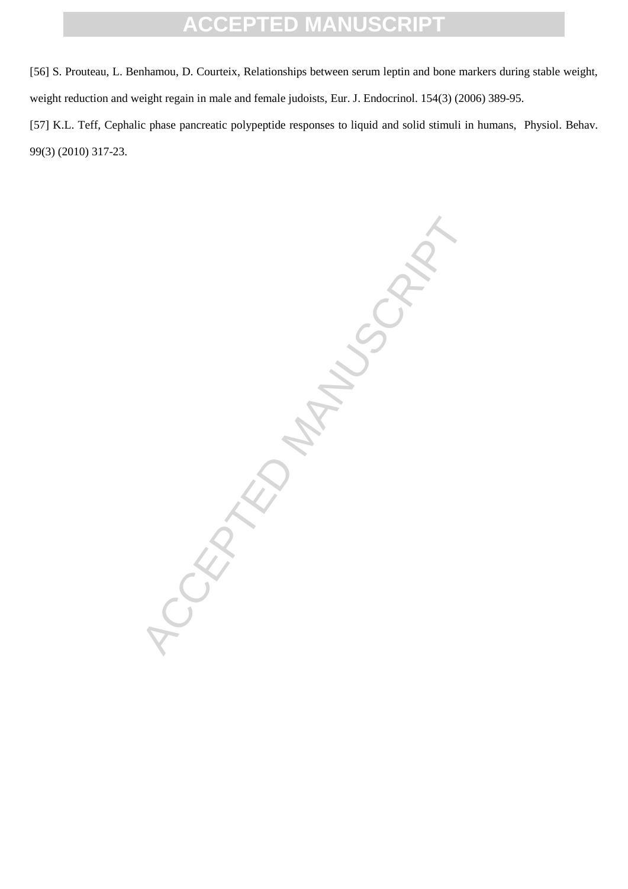[56] S. Prouteau, L. Benhamou, D. Courteix, Relationships between serum leptin and bone markers during stable weight, weight reduction and weight regain in male and female judoists, Eur. J. Endocrinol. 154(3) (2006) 389-95.

[57] K.L. Teff, Cephalic phase pancreatic polypeptide responses to liquid and solid stimuli in humans, Physiol. Behav. 99(3) (2010) 317-23.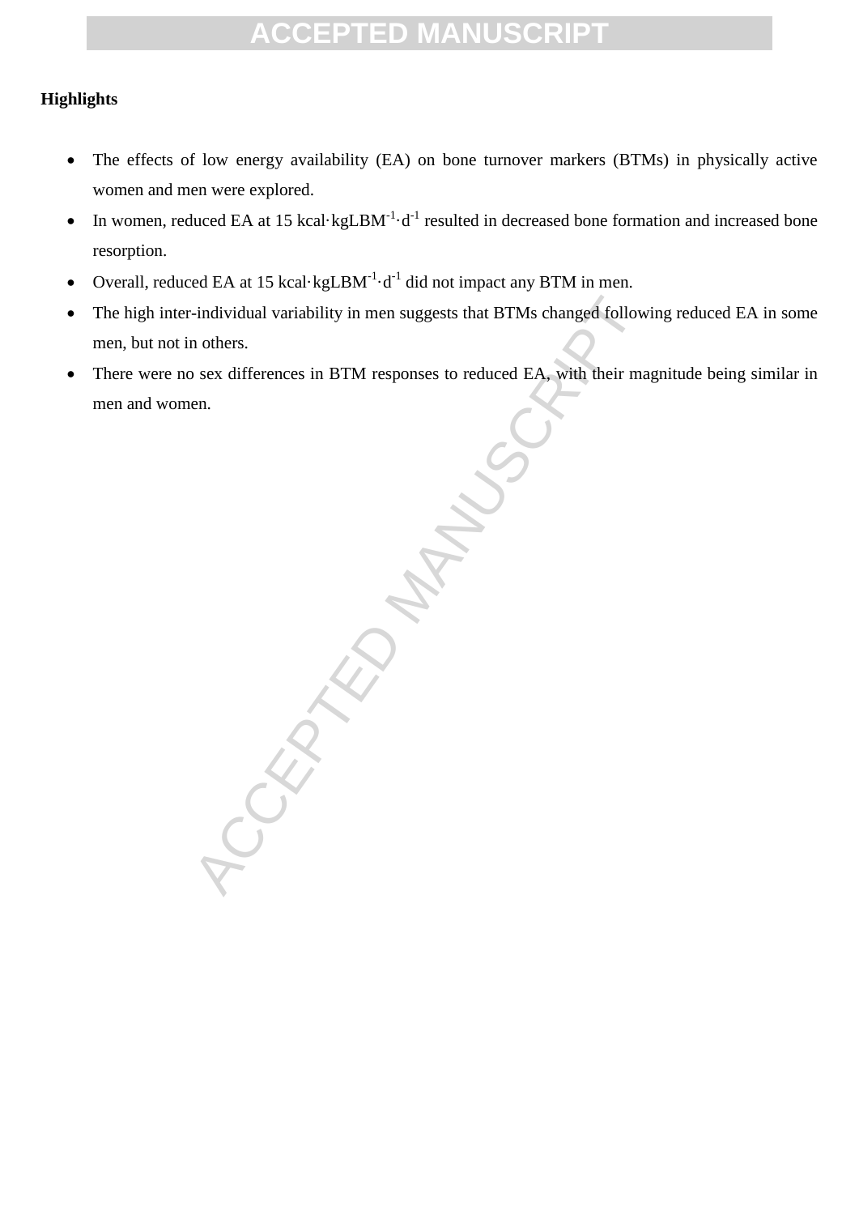**Highlights**

- The effects of low energy availability (EA) on bone turnover markers (BTMs) in physically active women and men were explored.
- In women, reduced EA at 15 kcal·kgLBM$^{-1}$·d$^{-1}$ resulted in decreased bone formation and increased bone resorption.
- Overall, reduced EA at 15 kcal·kgLBM$^{-1}$·d$^{-1}$ did not impact any BTM in men.
- The high inter-individual variability in men suggests that BTMs changed following reduced EA in some men, but not in others.
- There were no sex differences in BTM responses to reduced EA, with their magnitude being similar in men and women.